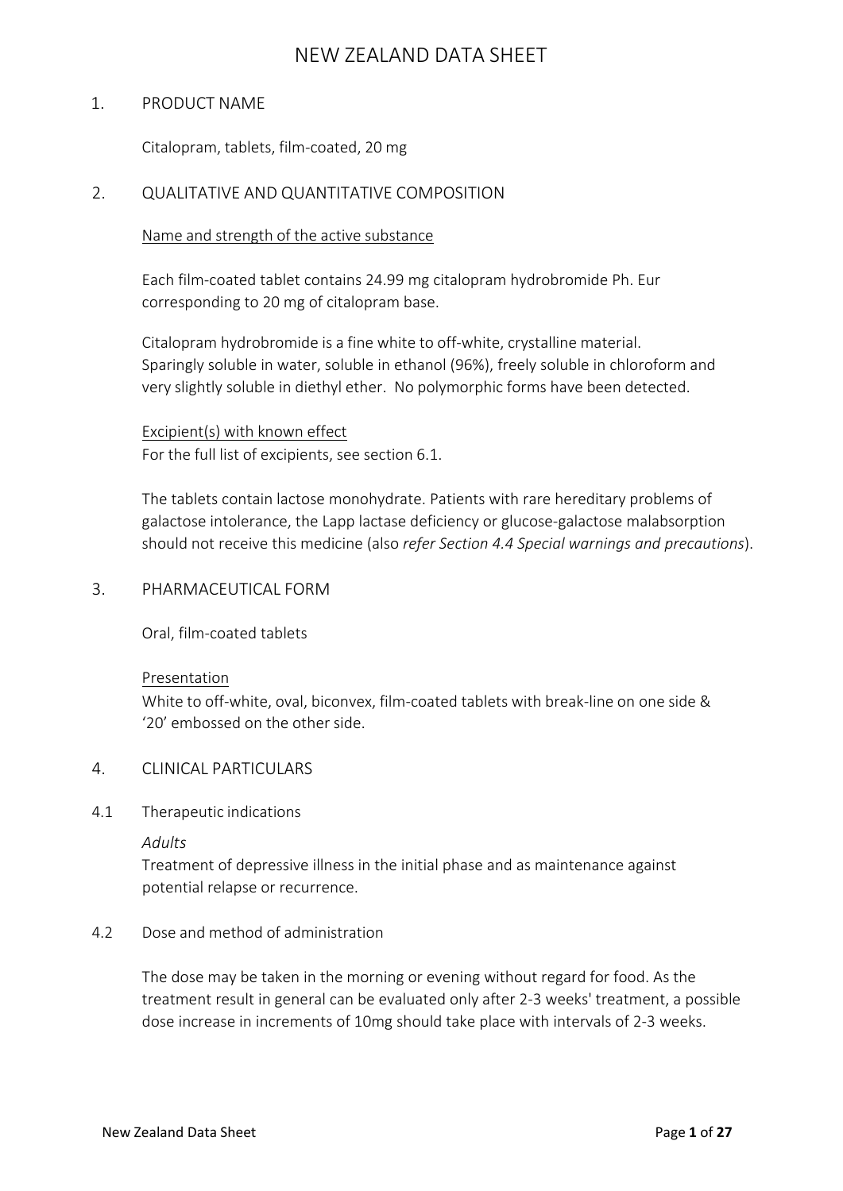# NEW ZEALAND DATA SHEET

## 1. PRODUCT NAME

Citalopram, tablets, film-coated, 20 mg

## 2. QUALITATIVE AND QUANTITATIVE COMPOSITION

Name and strength of the active substance

Each film-coated tablet contains 24.99 mg citalopram hydrobromide Ph. Eur corresponding to 20 mg of citalopram base.

Citalopram hydrobromide is a fine white to off-white, crystalline material. Sparingly soluble in water, soluble in ethanol (96%), freely soluble in chloroform and very slightly soluble in diethyl ether. No polymorphic forms have been detected.

Excipient(s) with known effect
For the full list of excipients, see section 6.1.

The tablets contain lactose monohydrate. Patients with rare hereditary problems of galactose intolerance, the Lapp lactase deficiency or glucose-galactose malabsorption should not receive this medicine (also *refer Section 4.4 Special warnings and precautions*).

## 3. PHARMACEUTICAL FORM

Oral, film-coated tablets

Presentation
White to off-white, oval, biconvex, film-coated tablets with break-line on one side & '20' embossed on the other side.

## 4. CLINICAL PARTICULARS

### 4.1 Therapeutic indications

*Adults*
Treatment of depressive illness in the initial phase and as maintenance against potential relapse or recurrence.

### 4.2 Dose and method of administration

The dose may be taken in the morning or evening without regard for food. As the treatment result in general can be evaluated only after 2-3 weeks' treatment, a possible dose increase in increments of 10mg should take place with intervals of 2-3 weeks.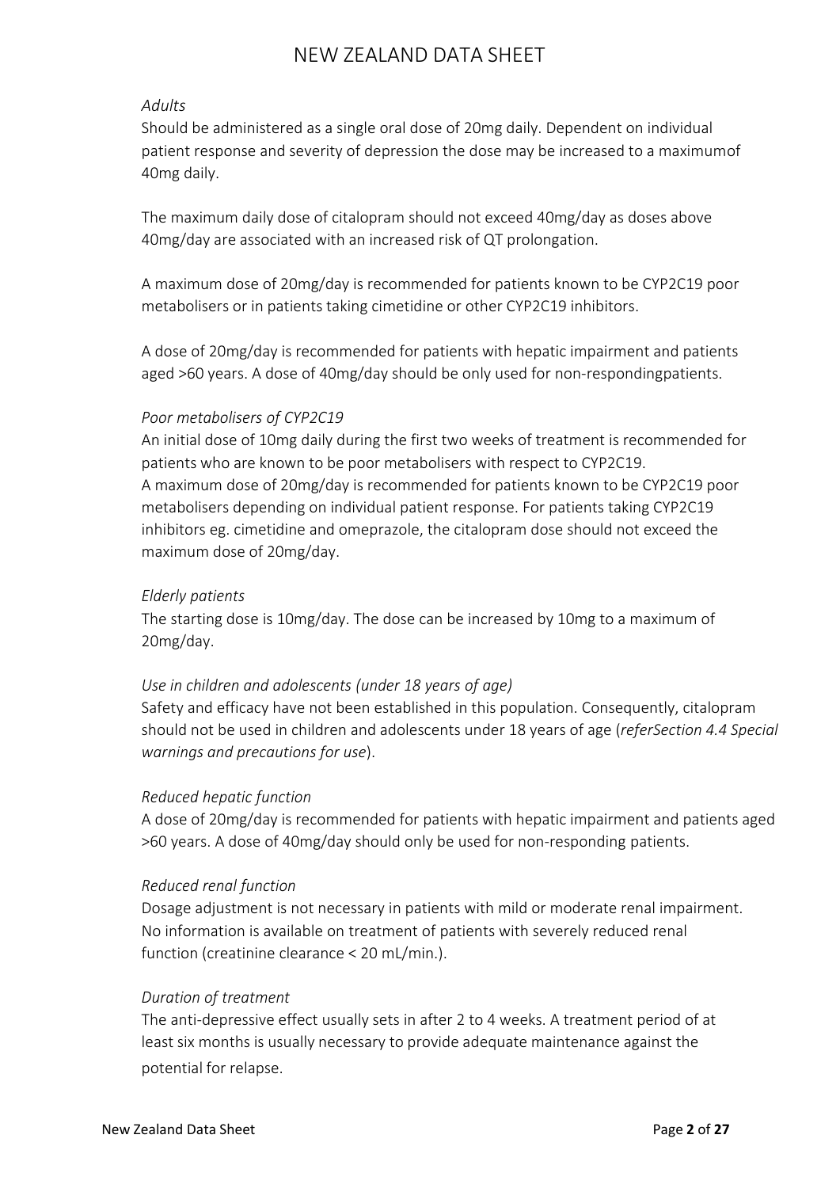*Adults*

Should be administered as a single oral dose of 20mg daily. Dependent on individual patient response and severity of depression the dose may be increased to a maximumof 40mg daily.

The maximum daily dose of citalopram should not exceed 40mg/day as doses above 40mg/day are associated with an increased risk of QT prolongation.

A maximum dose of 20mg/day is recommended for patients known to be CYP2C19 poor metabolisers or in patients taking cimetidine or other CYP2C19 inhibitors.

A dose of 20mg/day is recommended for patients with hepatic impairment and patients aged >60 years. A dose of 40mg/day should be only used for non-respondingpatients.

*Poor metabolisers of CYP2C19*

An initial dose of 10mg daily during the first two weeks of treatment is recommended for patients who are known to be poor metabolisers with respect to CYP2C19.
A maximum dose of 20mg/day is recommended for patients known to be CYP2C19 poor metabolisers depending on individual patient response. For patients taking CYP2C19 inhibitors eg. cimetidine and omeprazole, the citalopram dose should not exceed the maximum dose of 20mg/day.

*Elderly patients*

The starting dose is 10mg/day. The dose can be increased by 10mg to a maximum of 20mg/day.

*Use in children and adolescents (under 18 years of age)*

Safety and efficacy have not been established in this population. Consequently, citalopram should not be used in children and adolescents under 18 years of age (*referSection 4.4 Special warnings and precautions for use*).

*Reduced hepatic function*

A dose of 20mg/day is recommended for patients with hepatic impairment and patients aged >60 years. A dose of 40mg/day should only be used for non-responding patients.

*Reduced renal function*

Dosage adjustment is not necessary in patients with mild or moderate renal impairment. No information is available on treatment of patients with severely reduced renal function (creatinine clearance < 20 mL/min.).

*Duration of treatment*

The anti-depressive effect usually sets in after 2 to 4 weeks. A treatment period of at least six months is usually necessary to provide adequate maintenance against the potential for relapse.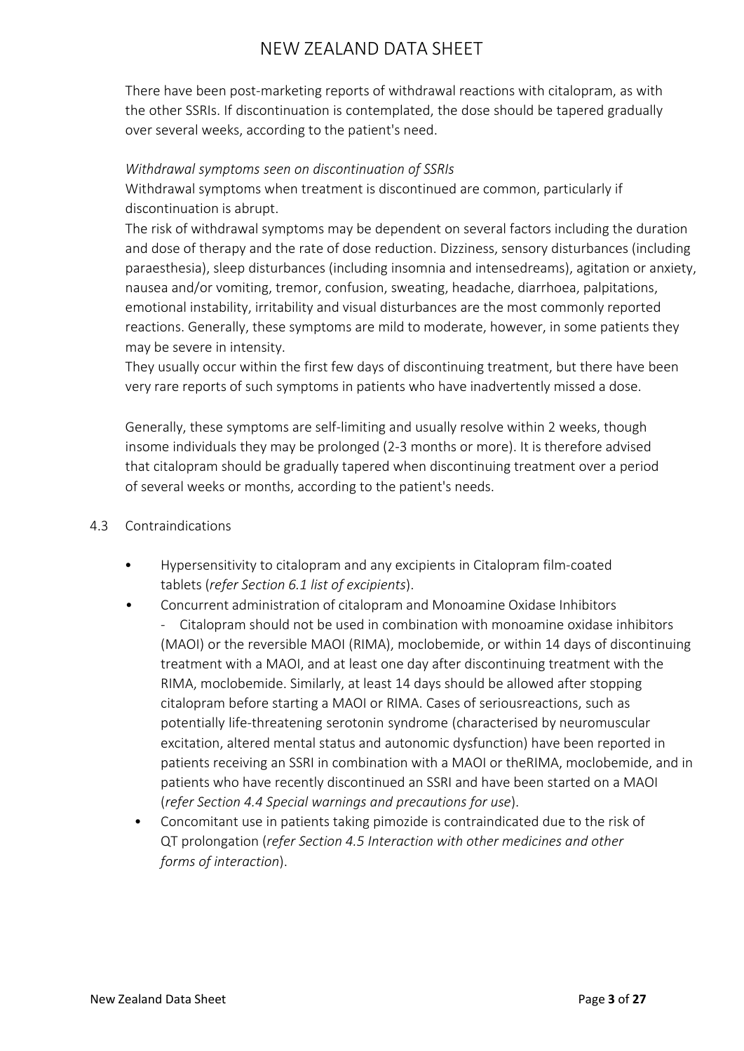There have been post-marketing reports of withdrawal reactions with citalopram, as with the other SSRIs. If discontinuation is contemplated, the dose should be tapered gradually over several weeks, according to the patient's need.

*Withdrawal symptoms seen on discontinuation of SSRIs*

Withdrawal symptoms when treatment is discontinued are common, particularly if discontinuation is abrupt.

The risk of withdrawal symptoms may be dependent on several factors including the duration and dose of therapy and the rate of dose reduction. Dizziness, sensory disturbances (including paraesthesia), sleep disturbances (including insomnia and intensedreams), agitation or anxiety, nausea and/or vomiting, tremor, confusion, sweating, headache, diarrhoea, palpitations, emotional instability, irritability and visual disturbances are the most commonly reported reactions. Generally, these symptoms are mild to moderate, however, in some patients they may be severe in intensity.

They usually occur within the first few days of discontinuing treatment, but there have been very rare reports of such symptoms in patients who have inadvertently missed a dose.

Generally, these symptoms are self-limiting and usually resolve within 2 weeks, though insome individuals they may be prolonged (2-3 months or more). It is therefore advised that citalopram should be gradually tapered when discontinuing treatment over a period of several weeks or months, according to the patient's needs.

## 4.3 Contraindications

- Hypersensitivity to citalopram and any excipients in Citalopram film-coated tablets (*refer Section 6.1 list of excipients*).
- Concurrent administration of citalopram and Monoamine Oxidase Inhibitors
  - Citalopram should not be used in combination with monoamine oxidase inhibitors (MAOI) or the reversible MAOI (RIMA), moclobemide, or within 14 days of discontinuing treatment with a MAOI, and at least one day after discontinuing treatment with the RIMA, moclobemide. Similarly, at least 14 days should be allowed after stopping citalopram before starting a MAOI or RIMA. Cases of seriousreactions, such as potentially life-threatening serotonin syndrome (characterised by neuromuscular excitation, altered mental status and autonomic dysfunction) have been reported in patients receiving an SSRI in combination with a MAOI or theRIMA, moclobemide, and in patients who have recently discontinued an SSRI and have been started on a MAOI (*refer Section 4.4 Special warnings and precautions for use*).
- Concomitant use in patients taking pimozide is contraindicated due to the risk of QT prolongation (*refer Section 4.5 Interaction with other medicines and other forms of interaction*).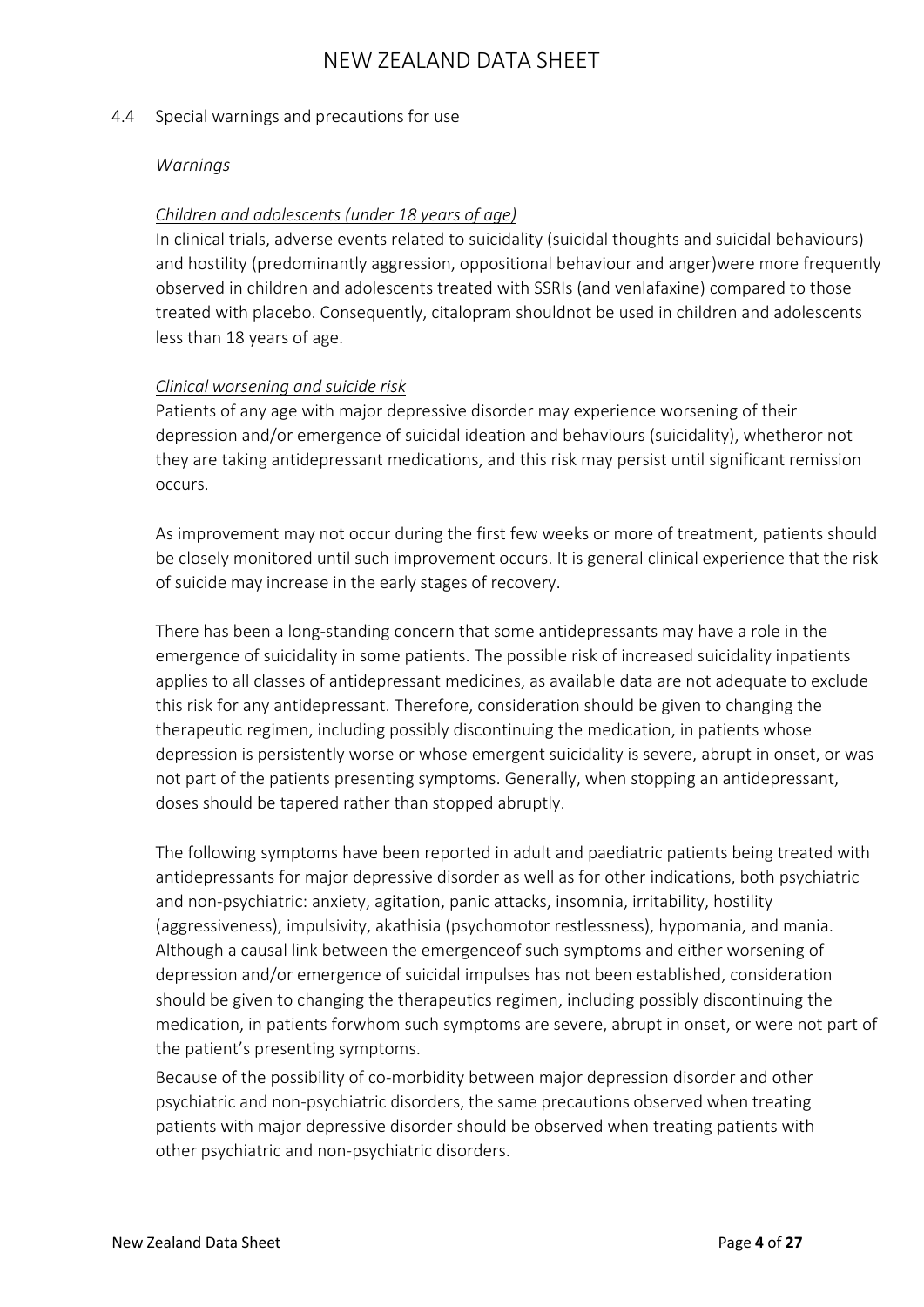## 4.4 Special warnings and precautions for use

*Warnings*

*Children and adolescents (under 18 years of age)*

In clinical trials, adverse events related to suicidality (suicidal thoughts and suicidal behaviours) and hostility (predominantly aggression, oppositional behaviour and anger)were more frequently observed in children and adolescents treated with SSRIs (and venlafaxine) compared to those treated with placebo. Consequently, citalopram shouldnot be used in children and adolescents less than 18 years of age.

*Clinical worsening and suicide risk*

Patients of any age with major depressive disorder may experience worsening of their depression and/or emergence of suicidal ideation and behaviours (suicidality), whetheror not they are taking antidepressant medications, and this risk may persist until significant remission occurs.

As improvement may not occur during the first few weeks or more of treatment, patients should be closely monitored until such improvement occurs. It is general clinical experience that the risk of suicide may increase in the early stages of recovery.

There has been a long-standing concern that some antidepressants may have a role in the emergence of suicidality in some patients. The possible risk of increased suicidality inpatients applies to all classes of antidepressant medicines, as available data are not adequate to exclude this risk for any antidepressant. Therefore, consideration should be given to changing the therapeutic regimen, including possibly discontinuing the medication, in patients whose depression is persistently worse or whose emergent suicidality is severe, abrupt in onset, or was not part of the patients presenting symptoms. Generally, when stopping an antidepressant, doses should be tapered rather than stopped abruptly.

The following symptoms have been reported in adult and paediatric patients being treated with antidepressants for major depressive disorder as well as for other indications, both psychiatric and non-psychiatric: anxiety, agitation, panic attacks, insomnia, irritability, hostility (aggressiveness), impulsivity, akathisia (psychomotor restlessness), hypomania, and mania. Although a causal link between the emergenceof such symptoms and either worsening of depression and/or emergence of suicidal impulses has not been established, consideration should be given to changing the therapeutics regimen, including possibly discontinuing the medication, in patients forwhom such symptoms are severe, abrupt in onset, or were not part of the patient's presenting symptoms.

Because of the possibility of co-morbidity between major depression disorder and other psychiatric and non-psychiatric disorders, the same precautions observed when treating patients with major depressive disorder should be observed when treating patients with other psychiatric and non-psychiatric disorders.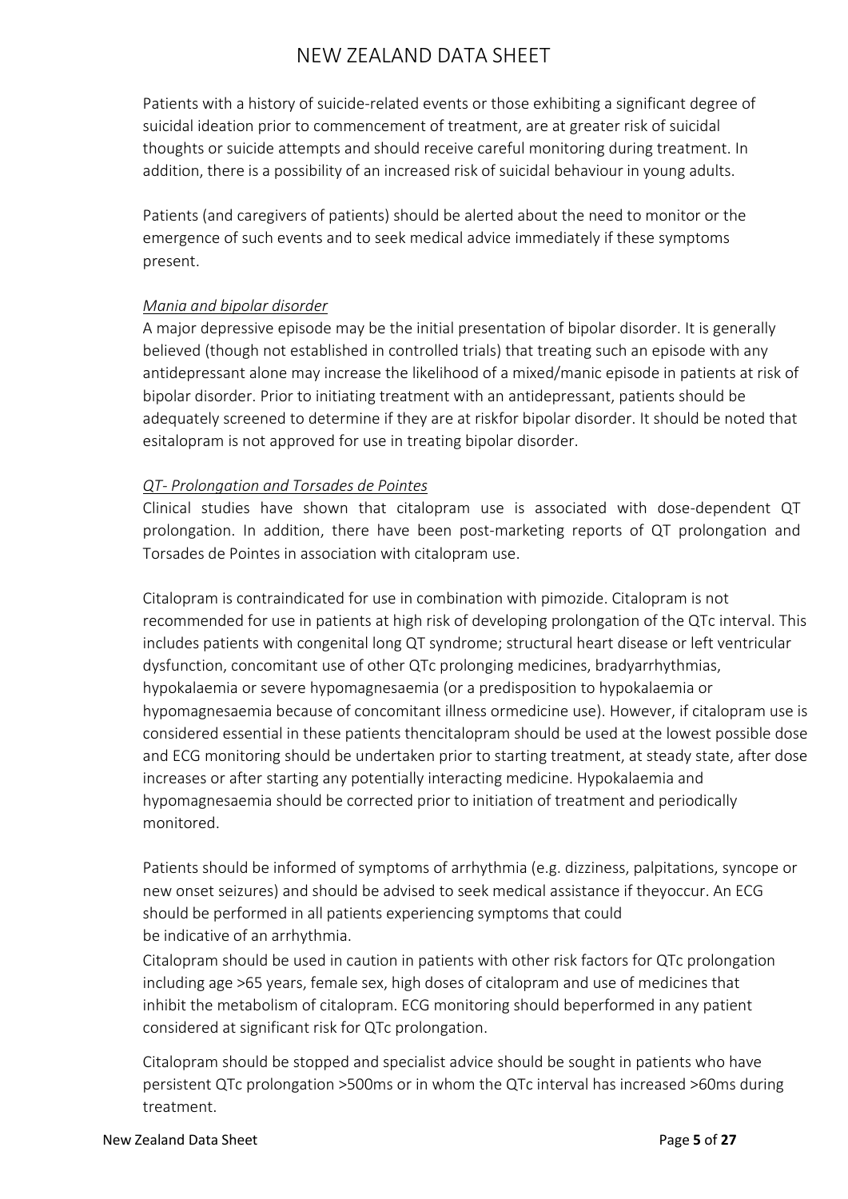Patients with a history of suicide-related events or those exhibiting a significant degree of suicidal ideation prior to commencement of treatment, are at greater risk of suicidal thoughts or suicide attempts and should receive careful monitoring during treatment. In addition, there is a possibility of an increased risk of suicidal behaviour in young adults.

Patients (and caregivers of patients) should be alerted about the need to monitor or the emergence of such events and to seek medical advice immediately if these symptoms present.

*Mania and bipolar disorder*

A major depressive episode may be the initial presentation of bipolar disorder. It is generally believed (though not established in controlled trials) that treating such an episode with any antidepressant alone may increase the likelihood of a mixed/manic episode in patients at risk of bipolar disorder. Prior to initiating treatment with an antidepressant, patients should be adequately screened to determine if they are at riskfor bipolar disorder. It should be noted that esitalopram is not approved for use in treating bipolar disorder.

*QT- Prolongation and Torsades de Pointes*

Clinical studies have shown that citalopram use is associated with dose-dependent QT prolongation. In addition, there have been post-marketing reports of QT prolongation and Torsades de Pointes in association with citalopram use.

Citalopram is contraindicated for use in combination with pimozide. Citalopram is not recommended for use in patients at high risk of developing prolongation of the QTc interval. This includes patients with congenital long QT syndrome; structural heart disease or left ventricular dysfunction, concomitant use of other QTc prolonging medicines, bradyarrhythmias, hypokalaemia or severe hypomagnesaemia (or a predisposition to hypokalaemia or hypomagnesaemia because of concomitant illness ormedicine use). However, if citalopram use is considered essential in these patients thencitalopram should be used at the lowest possible dose and ECG monitoring should be undertaken prior to starting treatment, at steady state, after dose increases or after starting any potentially interacting medicine. Hypokalaemia and hypomagnesaemia should be corrected prior to initiation of treatment and periodically monitored.

Patients should be informed of symptoms of arrhythmia (e.g. dizziness, palpitations, syncope or new onset seizures) and should be advised to seek medical assistance if theyoccur. An ECG should be performed in all patients experiencing symptoms that could be indicative of an arrhythmia.

Citalopram should be used in caution in patients with other risk factors for QTc prolongation including age >65 years, female sex, high doses of citalopram and use of medicines that inhibit the metabolism of citalopram. ECG monitoring should beperformed in any patient considered at significant risk for QTc prolongation.

Citalopram should be stopped and specialist advice should be sought in patients who have persistent QTc prolongation >500ms or in whom the QTc interval has increased >60ms during treatment.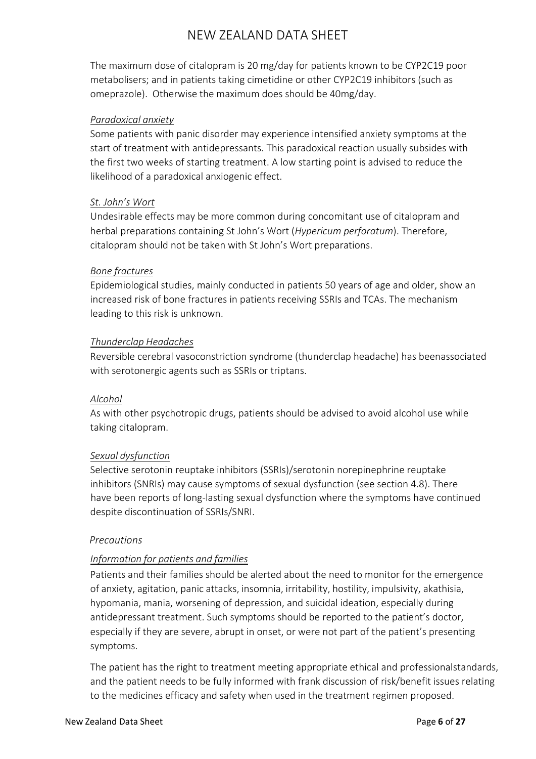The maximum dose of citalopram is 20 mg/day for patients known to be CYP2C19 poor metabolisers; and in patients taking cimetidine or other CYP2C19 inhibitors (such as omeprazole). Otherwise the maximum does should be 40mg/day.

*Paradoxical anxiety*

Some patients with panic disorder may experience intensified anxiety symptoms at the start of treatment with antidepressants. This paradoxical reaction usually subsides with the first two weeks of starting treatment. A low starting point is advised to reduce the likelihood of a paradoxical anxiogenic effect.

*St. John's Wort*

Undesirable effects may be more common during concomitant use of citalopram and herbal preparations containing St John's Wort (*Hypericum perforatum*). Therefore, citalopram should not be taken with St John's Wort preparations.

*Bone fractures*

Epidemiological studies, mainly conducted in patients 50 years of age and older, show an increased risk of bone fractures in patients receiving SSRIs and TCAs. The mechanism leading to this risk is unknown.

*Thunderclap Headaches*

Reversible cerebral vasoconstriction syndrome (thunderclap headache) has beenassociated with serotonergic agents such as SSRIs or triptans.

*Alcohol*

As with other psychotropic drugs, patients should be advised to avoid alcohol use while taking citalopram.

*Sexual dysfunction*

Selective serotonin reuptake inhibitors (SSRIs)/serotonin norepinephrine reuptake inhibitors (SNRIs) may cause symptoms of sexual dysfunction (see section 4.8). There have been reports of long-lasting sexual dysfunction where the symptoms have continued despite discontinuation of SSRIs/SNRI.

*Precautions*

*Information for patients and families*

Patients and their families should be alerted about the need to monitor for the emergence of anxiety, agitation, panic attacks, insomnia, irritability, hostility, impulsivity, akathisia, hypomania, mania, worsening of depression, and suicidal ideation, especially during antidepressant treatment. Such symptoms should be reported to the patient's doctor, especially if they are severe, abrupt in onset, or were not part of the patient's presenting symptoms.

The patient has the right to treatment meeting appropriate ethical and professionalstandards, and the patient needs to be fully informed with frank discussion of risk/benefit issues relating to the medicines efficacy and safety when used in the treatment regimen proposed.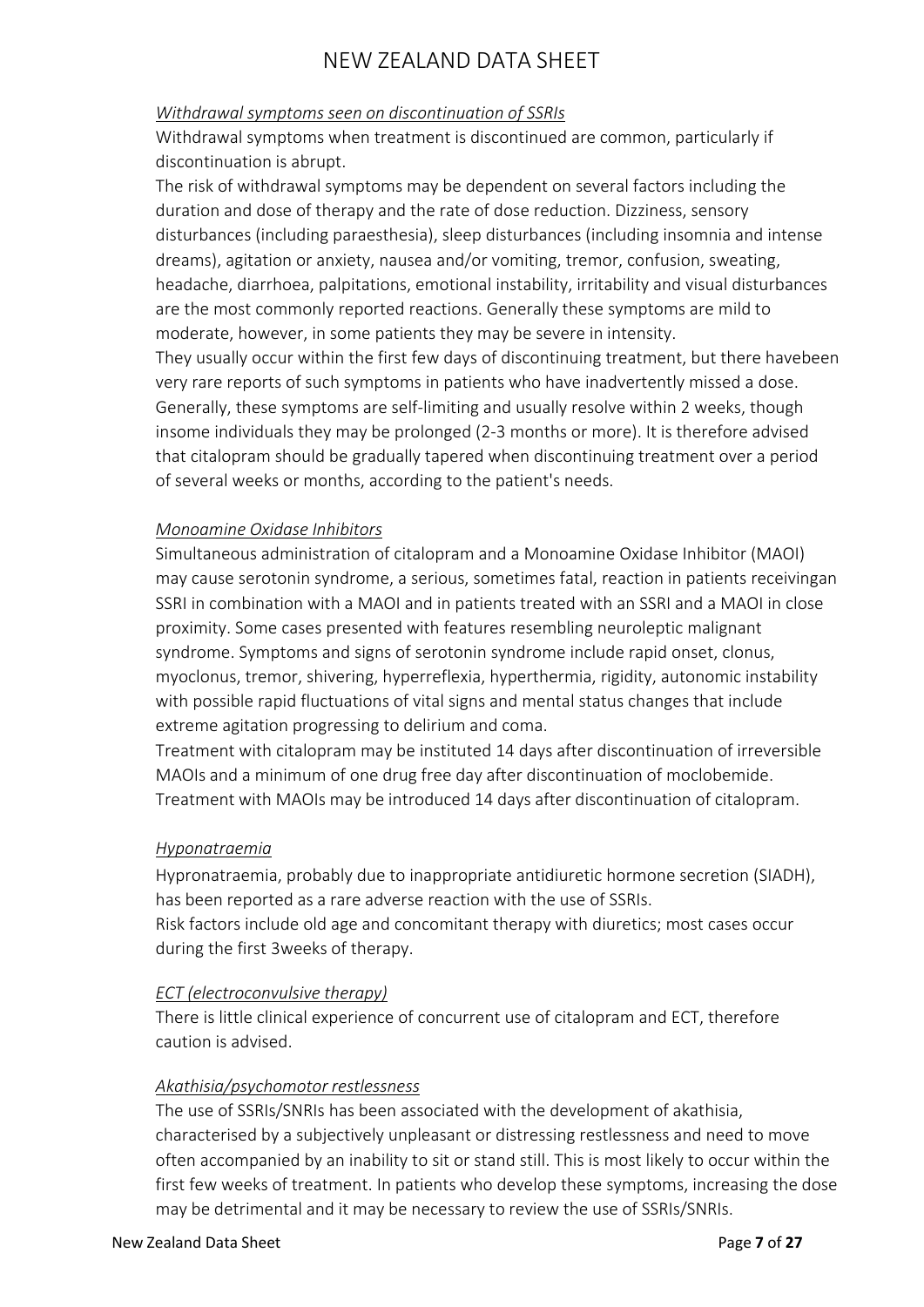*Withdrawal symptoms seen on discontinuation of SSRIs*

Withdrawal symptoms when treatment is discontinued are common, particularly if discontinuation is abrupt.

The risk of withdrawal symptoms may be dependent on several factors including the duration and dose of therapy and the rate of dose reduction. Dizziness, sensory disturbances (including paraesthesia), sleep disturbances (including insomnia and intense dreams), agitation or anxiety, nausea and/or vomiting, tremor, confusion, sweating, headache, diarrhoea, palpitations, emotional instability, irritability and visual disturbances are the most commonly reported reactions. Generally these symptoms are mild to moderate, however, in some patients they may be severe in intensity.

They usually occur within the first few days of discontinuing treatment, but there havebeen very rare reports of such symptoms in patients who have inadvertently missed a dose. Generally, these symptoms are self-limiting and usually resolve within 2 weeks, though insome individuals they may be prolonged (2-3 months or more). It is therefore advised that citalopram should be gradually tapered when discontinuing treatment over a period of several weeks or months, according to the patient's needs.

*Monoamine Oxidase Inhibitors*

Simultaneous administration of citalopram and a Monoamine Oxidase Inhibitor (MAOI) may cause serotonin syndrome, a serious, sometimes fatal, reaction in patients receivingan SSRI in combination with a MAOI and in patients treated with an SSRI and a MAOI in close proximity. Some cases presented with features resembling neuroleptic malignant syndrome. Symptoms and signs of serotonin syndrome include rapid onset, clonus, myoclonus, tremor, shivering, hyperreflexia, hyperthermia, rigidity, autonomic instability with possible rapid fluctuations of vital signs and mental status changes that include extreme agitation progressing to delirium and coma.

Treatment with citalopram may be instituted 14 days after discontinuation of irreversible MAOIs and a minimum of one drug free day after discontinuation of moclobemide. Treatment with MAOIs may be introduced 14 days after discontinuation of citalopram.

*Hyponatraemia*

Hypronatraemia, probably due to inappropriate antidiuretic hormone secretion (SIADH), has been reported as a rare adverse reaction with the use of SSRIs.

Risk factors include old age and concomitant therapy with diuretics; most cases occur during the first 3weeks of therapy.

*ECT (electroconvulsive therapy)*

There is little clinical experience of concurrent use of citalopram and ECT, therefore caution is advised.

*Akathisia/psychomotor restlessness*

The use of SSRIs/SNRIs has been associated with the development of akathisia, characterised by a subjectively unpleasant or distressing restlessness and need to move often accompanied by an inability to sit or stand still. This is most likely to occur within the first few weeks of treatment. In patients who develop these symptoms, increasing the dose may be detrimental and it may be necessary to review the use of SSRIs/SNRIs.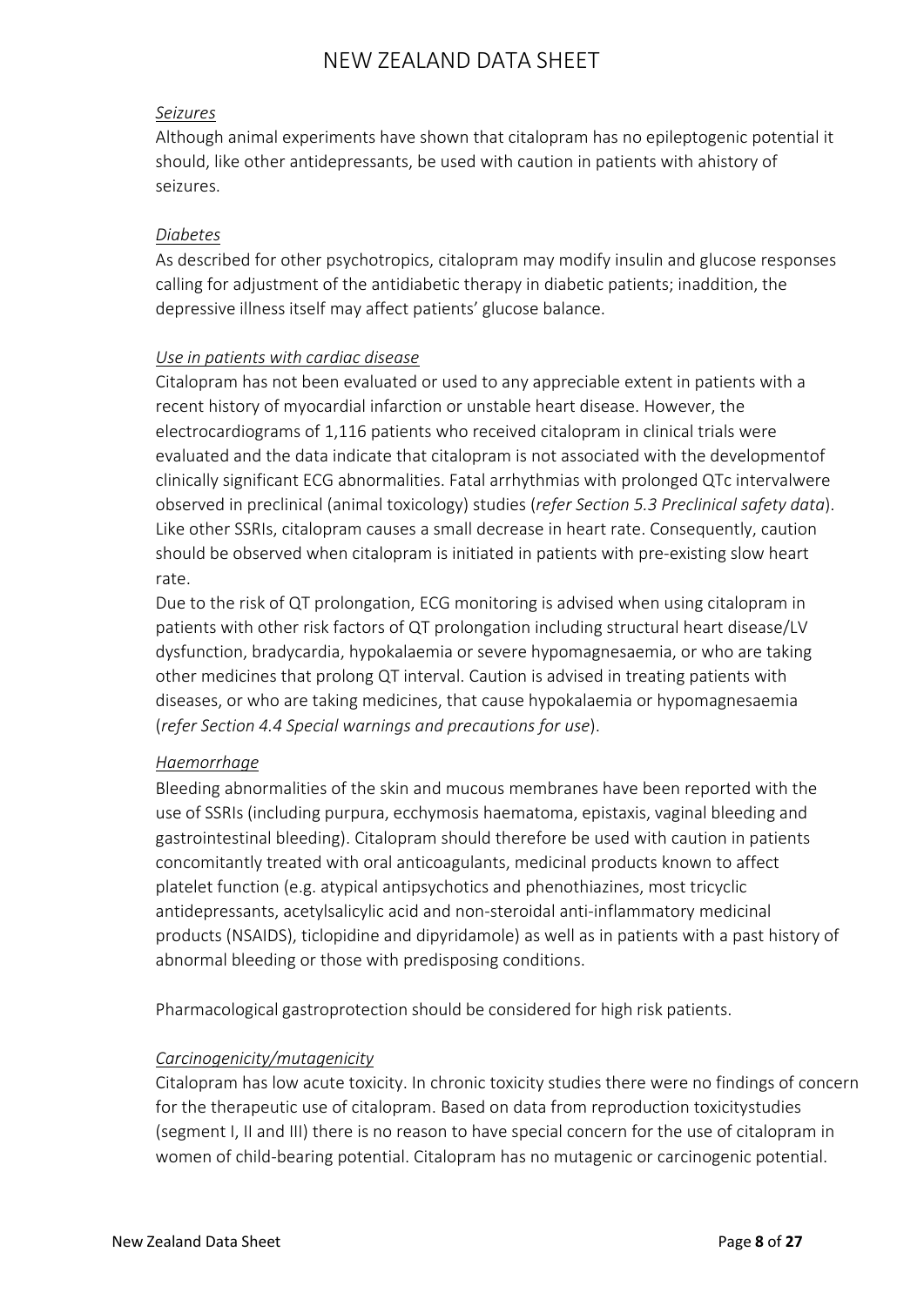*Seizures*

Although animal experiments have shown that citalopram has no epileptogenic potential it should, like other antidepressants, be used with caution in patients with ahistory of seizures.

*Diabetes*

As described for other psychotropics, citalopram may modify insulin and glucose responses calling for adjustment of the antidiabetic therapy in diabetic patients; inaddition, the depressive illness itself may affect patients' glucose balance.

*Use in patients with cardiac disease*

Citalopram has not been evaluated or used to any appreciable extent in patients with a recent history of myocardial infarction or unstable heart disease. However, the electrocardiograms of 1,116 patients who received citalopram in clinical trials were evaluated and the data indicate that citalopram is not associated with the developmentof clinically significant ECG abnormalities. Fatal arrhythmias with prolonged QTc intervalwere observed in preclinical (animal toxicology) studies (*refer Section 5.3 Preclinical safety data*). Like other SSRIs, citalopram causes a small decrease in heart rate. Consequently, caution should be observed when citalopram is initiated in patients with pre-existing slow heart rate.

Due to the risk of QT prolongation, ECG monitoring is advised when using citalopram in patients with other risk factors of QT prolongation including structural heart disease/LV dysfunction, bradycardia, hypokalaemia or severe hypomagnesaemia, or who are taking other medicines that prolong QT interval. Caution is advised in treating patients with diseases, or who are taking medicines, that cause hypokalaemia or hypomagnesaemia (*refer Section 4.4 Special warnings and precautions for use*).

*Haemorrhage*

Bleeding abnormalities of the skin and mucous membranes have been reported with the use of SSRIs (including purpura, ecchymosis haematoma, epistaxis, vaginal bleeding and gastrointestinal bleeding). Citalopram should therefore be used with caution in patients concomitantly treated with oral anticoagulants, medicinal products known to affect platelet function (e.g. atypical antipsychotics and phenothiazines, most tricyclic antidepressants, acetylsalicylic acid and non-steroidal anti-inflammatory medicinal products (NSAIDS), ticlopidine and dipyridamole) as well as in patients with a past history of abnormal bleeding or those with predisposing conditions.

Pharmacological gastroprotection should be considered for high risk patients.

*Carcinogenicity/mutagenicity*

Citalopram has low acute toxicity. In chronic toxicity studies there were no findings of concern for the therapeutic use of citalopram. Based on data from reproduction toxicitystudies (segment I, II and III) there is no reason to have special concern for the use of citalopram in women of child-bearing potential. Citalopram has no mutagenic or carcinogenic potential.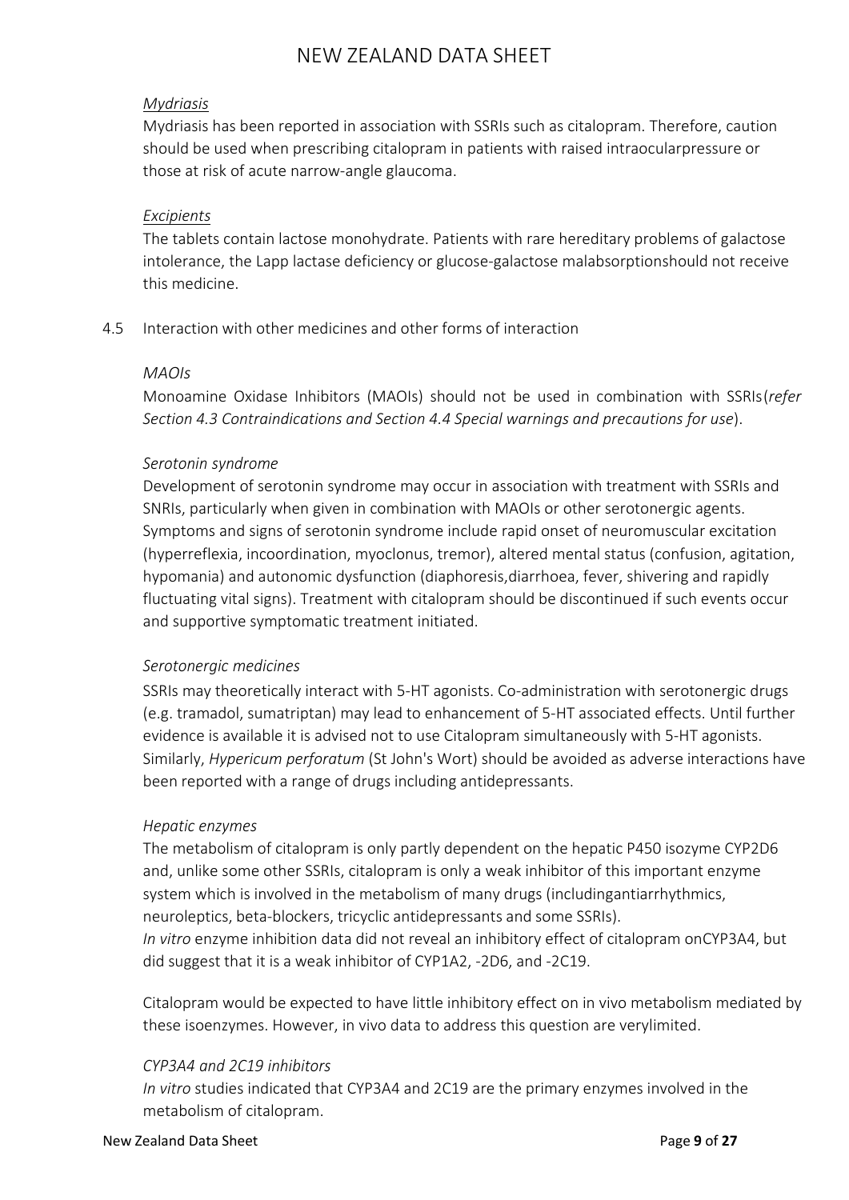*Mydriasis*

Mydriasis has been reported in association with SSRIs such as citalopram. Therefore, caution should be used when prescribing citalopram in patients with raised intraocularpressure or those at risk of acute narrow-angle glaucoma.

*Excipients*

The tablets contain lactose monohydrate. Patients with rare hereditary problems of galactose intolerance, the Lapp lactase deficiency or glucose-galactose malabsorptionshould not receive this medicine.

## 4.5 Interaction with other medicines and other forms of interaction

*MAOIs*

Monoamine Oxidase Inhibitors (MAOIs) should not be used in combination with SSRIs(*refer Section 4.3 Contraindications and Section 4.4 Special warnings and precautions for use*).

*Serotonin syndrome*

Development of serotonin syndrome may occur in association with treatment with SSRIs and SNRIs, particularly when given in combination with MAOIs or other serotonergic agents. Symptoms and signs of serotonin syndrome include rapid onset of neuromuscular excitation (hyperreflexia, incoordination, myoclonus, tremor), altered mental status (confusion, agitation, hypomania) and autonomic dysfunction (diaphoresis,diarrhoea, fever, shivering and rapidly fluctuating vital signs). Treatment with citalopram should be discontinued if such events occur and supportive symptomatic treatment initiated.

*Serotonergic medicines*

SSRIs may theoretically interact with 5-HT agonists. Co-administration with serotonergic drugs (e.g. tramadol, sumatriptan) may lead to enhancement of 5-HT associated effects. Until further evidence is available it is advised not to use Citalopram simultaneously with 5-HT agonists. Similarly, *Hypericum perforatum* (St John's Wort) should be avoided as adverse interactions have been reported with a range of drugs including antidepressants.

*Hepatic enzymes*

The metabolism of citalopram is only partly dependent on the hepatic P450 isozyme CYP2D6 and, unlike some other SSRIs, citalopram is only a weak inhibitor of this important enzyme system which is involved in the metabolism of many drugs (includingantiarrhythmics, neuroleptics, beta-blockers, tricyclic antidepressants and some SSRIs).
*In vitro* enzyme inhibition data did not reveal an inhibitory effect of citalopram onCYP3A4, but did suggest that it is a weak inhibitor of CYP1A2, -2D6, and -2C19.

Citalopram would be expected to have little inhibitory effect on in vivo metabolism mediated by these isoenzymes. However, in vivo data to address this question are verylimited.

*CYP3A4 and 2C19 inhibitors*

*In vitro* studies indicated that CYP3A4 and 2C19 are the primary enzymes involved in the metabolism of citalopram.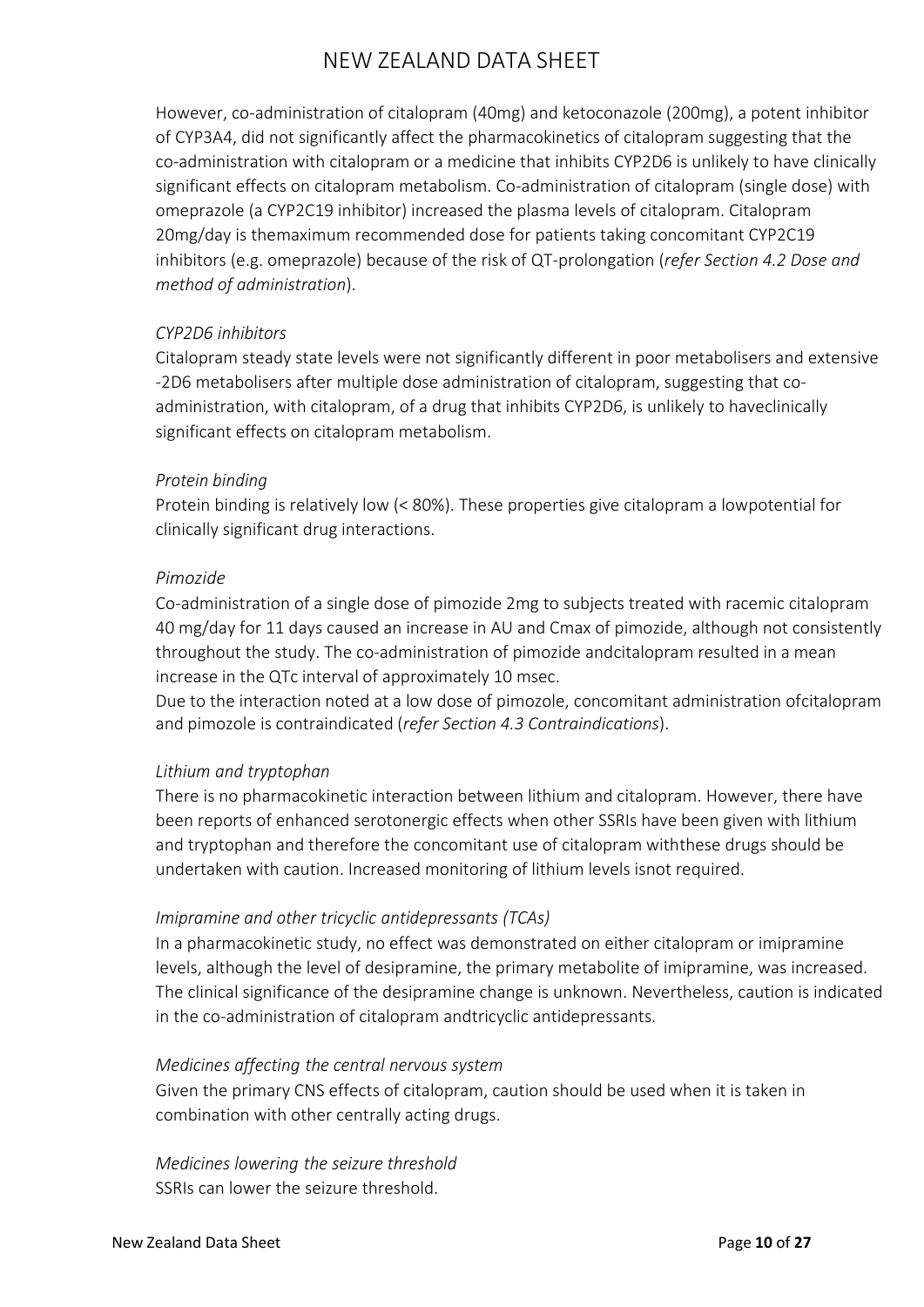However, co-administration of citalopram (40mg) and ketoconazole (200mg), a potent inhibitor of CYP3A4, did not significantly affect the pharmacokinetics of citalopram suggesting that the co-administration with citalopram or a medicine that inhibits CYP2D6 is unlikely to have clinically significant effects on citalopram metabolism. Co-administration of citalopram (single dose) with omeprazole (a CYP2C19 inhibitor) increased the plasma levels of citalopram. Citalopram 20mg/day is themaximum recommended dose for patients taking concomitant CYP2C19 inhibitors (e.g. omeprazole) because of the risk of QT-prolongation (*refer Section 4.2 Dose and method of administration*).

*CYP2D6 inhibitors*

Citalopram steady state levels were not significantly different in poor metabolisers and extensive -2D6 metabolisers after multiple dose administration of citalopram, suggesting that co-administration, with citalopram, of a drug that inhibits CYP2D6, is unlikely to haveclinically significant effects on citalopram metabolism.

*Protein binding*

Protein binding is relatively low (< 80%). These properties give citalopram a lowpotential for clinically significant drug interactions.

*Pimozide*

Co-administration of a single dose of pimozide 2mg to subjects treated with racemic citalopram 40 mg/day for 11 days caused an increase in AU and Cmax of pimozide, although not consistently throughout the study. The co-administration of pimozide andcitalopram resulted in a mean increase in the QTc interval of approximately 10 msec.

Due to the interaction noted at a low dose of pimozole, concomitant administration ofcitalopram and pimozole is contraindicated (*refer Section 4.3 Contraindications*).

*Lithium and tryptophan*

There is no pharmacokinetic interaction between lithium and citalopram. However, there have been reports of enhanced serotonergic effects when other SSRIs have been given with lithium and tryptophan and therefore the concomitant use of citalopram withthese drugs should be undertaken with caution. Increased monitoring of lithium levels isnot required.

*Imipramine and other tricyclic antidepressants (TCAs)*

In a pharmacokinetic study, no effect was demonstrated on either citalopram or imipramine levels, although the level of desipramine, the primary metabolite of imipramine, was increased. The clinical significance of the desipramine change is unknown. Nevertheless, caution is indicated in the co-administration of citalopram andtricyclic antidepressants.

*Medicines affecting the central nervous system*

Given the primary CNS effects of citalopram, caution should be used when it is taken in combination with other centrally acting drugs.

*Medicines lowering the seizure threshold*

SSRIs can lower the seizure threshold.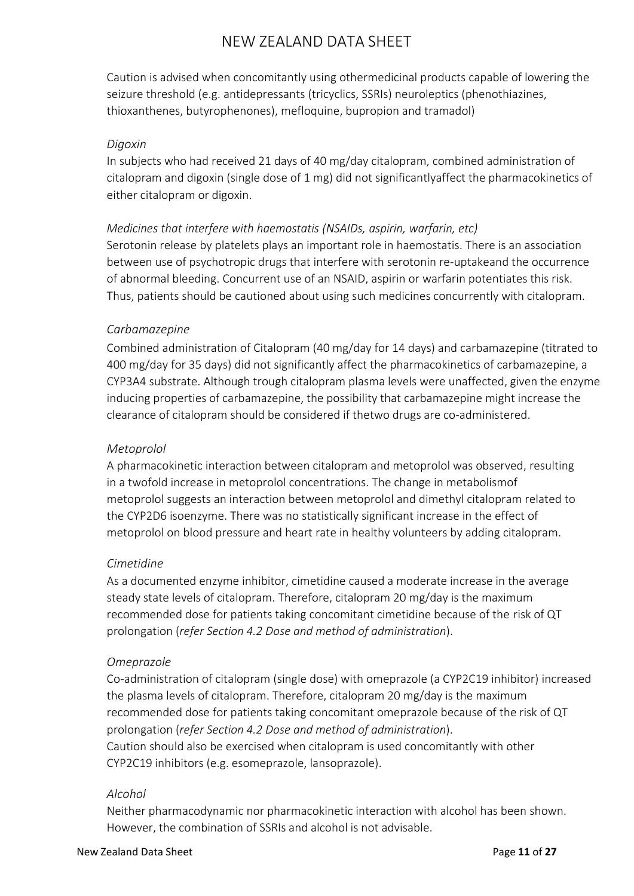Caution is advised when concomitantly using othermedicinal products capable of lowering the seizure threshold (e.g. antidepressants (tricyclics, SSRIs) neuroleptics (phenothiazines, thioxanthenes, butyrophenones), mefloquine, bupropion and tramadol)

*Digoxin*

In subjects who had received 21 days of 40 mg/day citalopram, combined administration of citalopram and digoxin (single dose of 1 mg) did not significantlyaffect the pharmacokinetics of either citalopram or digoxin.

*Medicines that interfere with haemostatis (NSAIDs, aspirin, warfarin, etc)*

Serotonin release by platelets plays an important role in haemostatis. There is an association between use of psychotropic drugs that interfere with serotonin re-uptakeand the occurrence of abnormal bleeding. Concurrent use of an NSAID, aspirin or warfarin potentiates this risk. Thus, patients should be cautioned about using such medicines concurrently with citalopram.

*Carbamazepine*

Combined administration of Citalopram (40 mg/day for 14 days) and carbamazepine (titrated to 400 mg/day for 35 days) did not significantly affect the pharmacokinetics of carbamazepine, a CYP3A4 substrate. Although trough citalopram plasma levels were unaffected, given the enzyme inducing properties of carbamazepine, the possibility that carbamazepine might increase the clearance of citalopram should be considered if thetwo drugs are co-administered.

*Metoprolol*

A pharmacokinetic interaction between citalopram and metoprolol was observed, resulting in a twofold increase in metoprolol concentrations. The change in metabolismof metoprolol suggests an interaction between metoprolol and dimethyl citalopram related to the CYP2D6 isoenzyme. There was no statistically significant increase in the effect of metoprolol on blood pressure and heart rate in healthy volunteers by adding citalopram.

*Cimetidine*

As a documented enzyme inhibitor, cimetidine caused a moderate increase in the average steady state levels of citalopram. Therefore, citalopram 20 mg/day is the maximum recommended dose for patients taking concomitant cimetidine because of the risk of QT prolongation (*refer Section 4.2 Dose and method of administration*).

*Omeprazole*

Co-administration of citalopram (single dose) with omeprazole (a CYP2C19 inhibitor) increased the plasma levels of citalopram. Therefore, citalopram 20 mg/day is the maximum recommended dose for patients taking concomitant omeprazole because of the risk of QT prolongation (*refer Section 4.2 Dose and method of administration*).
Caution should also be exercised when citalopram is used concomitantly with other CYP2C19 inhibitors (e.g. esomeprazole, lansoprazole).

*Alcohol*

Neither pharmacodynamic nor pharmacokinetic interaction with alcohol has been shown. However, the combination of SSRIs and alcohol is not advisable.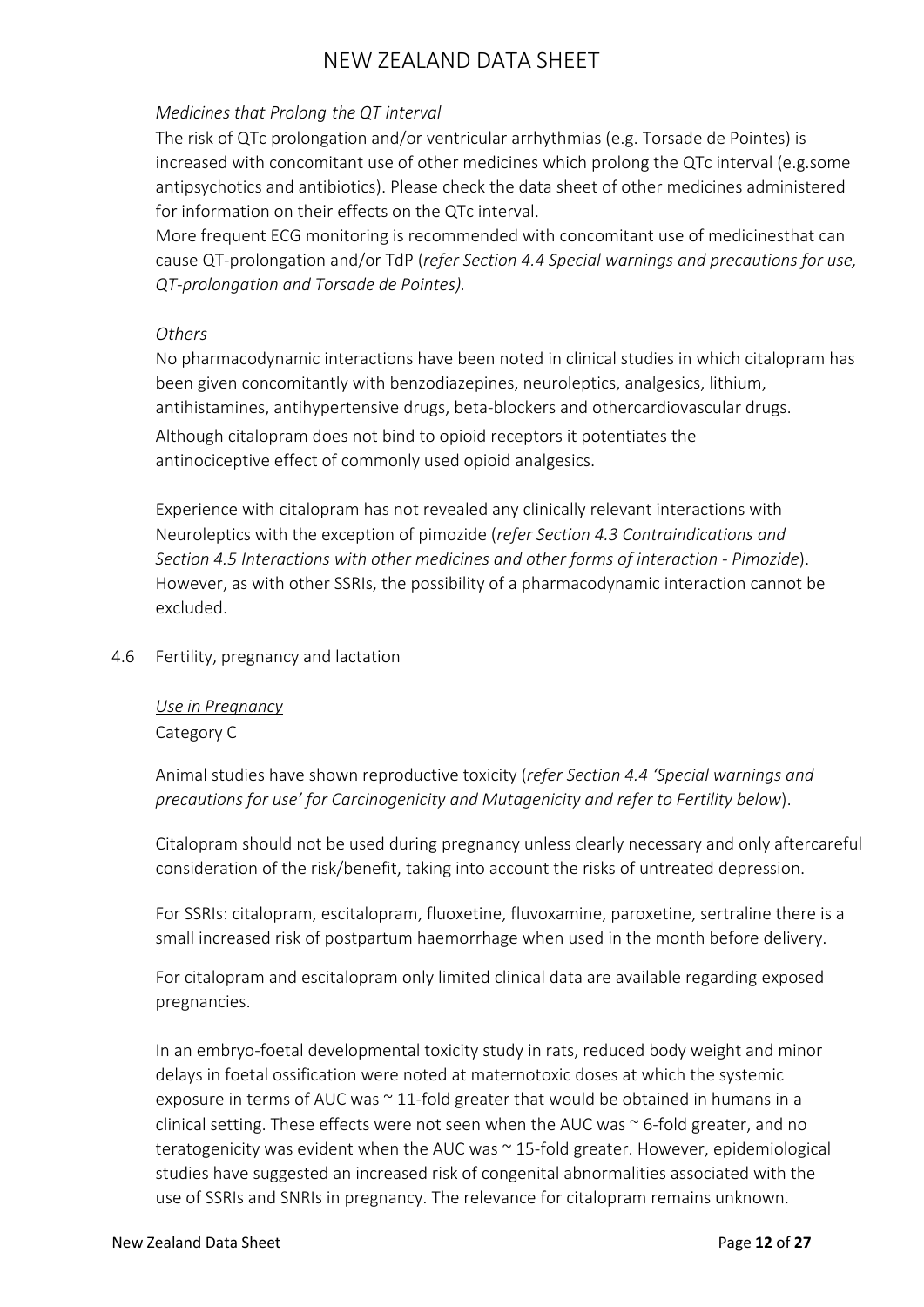*Medicines that Prolong the QT interval*

The risk of QTc prolongation and/or ventricular arrhythmias (e.g. Torsade de Pointes) is increased with concomitant use of other medicines which prolong the QTc interval (e.g.some antipsychotics and antibiotics). Please check the data sheet of other medicines administered for information on their effects on the QTc interval.

More frequent ECG monitoring is recommended with concomitant use of medicinesthat can cause QT-prolongation and/or TdP (*refer Section 4.4 Special warnings and precautions for use, QT-prolongation and Torsade de Pointes).*

*Others*

No pharmacodynamic interactions have been noted in clinical studies in which citalopram has been given concomitantly with benzodiazepines, neuroleptics, analgesics, lithium, antihistamines, antihypertensive drugs, beta-blockers and othercardiovascular drugs.

Although citalopram does not bind to opioid receptors it potentiates the antinociceptive effect of commonly used opioid analgesics.

Experience with citalopram has not revealed any clinically relevant interactions with Neuroleptics with the exception of pimozide (*refer Section 4.3 Contraindications and Section 4.5 Interactions with other medicines and other forms of interaction - Pimozide*). However, as with other SSRIs, the possibility of a pharmacodynamic interaction cannot be excluded.

## 4.6 Fertility, pregnancy and lactation

*Use in Pregnancy*

Category C

Animal studies have shown reproductive toxicity (*refer Section 4.4 'Special warnings and precautions for use' for Carcinogenicity and Mutagenicity and refer to Fertility below*).

Citalopram should not be used during pregnancy unless clearly necessary and only aftercareful consideration of the risk/benefit, taking into account the risks of untreated depression.

For SSRIs: citalopram, escitalopram, fluoxetine, fluvoxamine, paroxetine, sertraline there is a small increased risk of postpartum haemorrhage when used in the month before delivery.

For citalopram and escitalopram only limited clinical data are available regarding exposed pregnancies.

In an embryo-foetal developmental toxicity study in rats, reduced body weight and minor delays in foetal ossification were noted at maternotoxic doses at which the systemic exposure in terms of AUC was ~ 11-fold greater that would be obtained in humans in a clinical setting. These effects were not seen when the AUC was ~ 6-fold greater, and no teratogenicity was evident when the AUC was ~ 15-fold greater. However, epidemiological studies have suggested an increased risk of congenital abnormalities associated with the use of SSRIs and SNRIs in pregnancy. The relevance for citalopram remains unknown.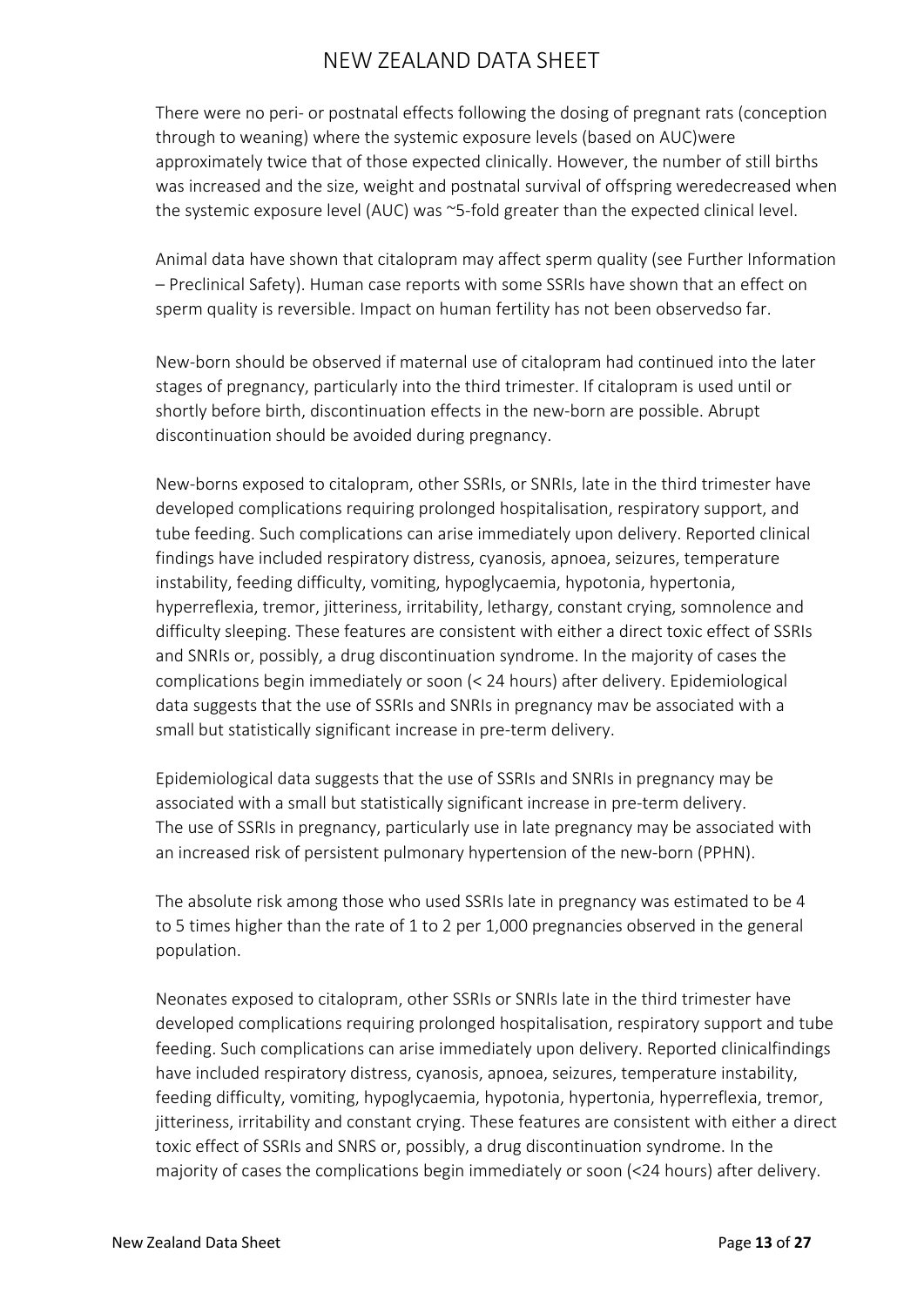There were no peri- or postnatal effects following the dosing of pregnant rats (conception through to weaning) where the systemic exposure levels (based on AUC)were approximately twice that of those expected clinically. However, the number of still births was increased and the size, weight and postnatal survival of offspring weredecreased when the systemic exposure level (AUC) was ~5-fold greater than the expected clinical level.

Animal data have shown that citalopram may affect sperm quality (see Further Information – Preclinical Safety). Human case reports with some SSRIs have shown that an effect on sperm quality is reversible. Impact on human fertility has not been observedso far.

New-born should be observed if maternal use of citalopram had continued into the later stages of pregnancy, particularly into the third trimester. If citalopram is used until or shortly before birth, discontinuation effects in the new-born are possible. Abrupt discontinuation should be avoided during pregnancy.

New-borns exposed to citalopram, other SSRIs, or SNRIs, late in the third trimester have developed complications requiring prolonged hospitalisation, respiratory support, and tube feeding. Such complications can arise immediately upon delivery. Reported clinical findings have included respiratory distress, cyanosis, apnoea, seizures, temperature instability, feeding difficulty, vomiting, hypoglycaemia, hypotonia, hypertonia, hyperreflexia, tremor, jitteriness, irritability, lethargy, constant crying, somnolence and difficulty sleeping. These features are consistent with either a direct toxic effect of SSRIs and SNRIs or, possibly, a drug discontinuation syndrome. In the majority of cases the complications begin immediately or soon (< 24 hours) after delivery. Epidemiological data suggests that the use of SSRIs and SNRIs in pregnancy mav be associated with a small but statistically significant increase in pre-term delivery.

Epidemiological data suggests that the use of SSRIs and SNRIs in pregnancy may be associated with a small but statistically significant increase in pre-term delivery.
The use of SSRIs in pregnancy, particularly use in late pregnancy may be associated with an increased risk of persistent pulmonary hypertension of the new-born (PPHN).

The absolute risk among those who used SSRIs late in pregnancy was estimated to be 4 to 5 times higher than the rate of 1 to 2 per 1,000 pregnancies observed in the general population.

Neonates exposed to citalopram, other SSRIs or SNRIs late in the third trimester have developed complications requiring prolonged hospitalisation, respiratory support and tube feeding. Such complications can arise immediately upon delivery. Reported clinicalfindings have included respiratory distress, cyanosis, apnoea, seizures, temperature instability, feeding difficulty, vomiting, hypoglycaemia, hypotonia, hypertonia, hyperreflexia, tremor, jitteriness, irritability and constant crying. These features are consistent with either a direct toxic effect of SSRIs and SNRS or, possibly, a drug discontinuation syndrome. In the majority of cases the complications begin immediately or soon (<24 hours) after delivery.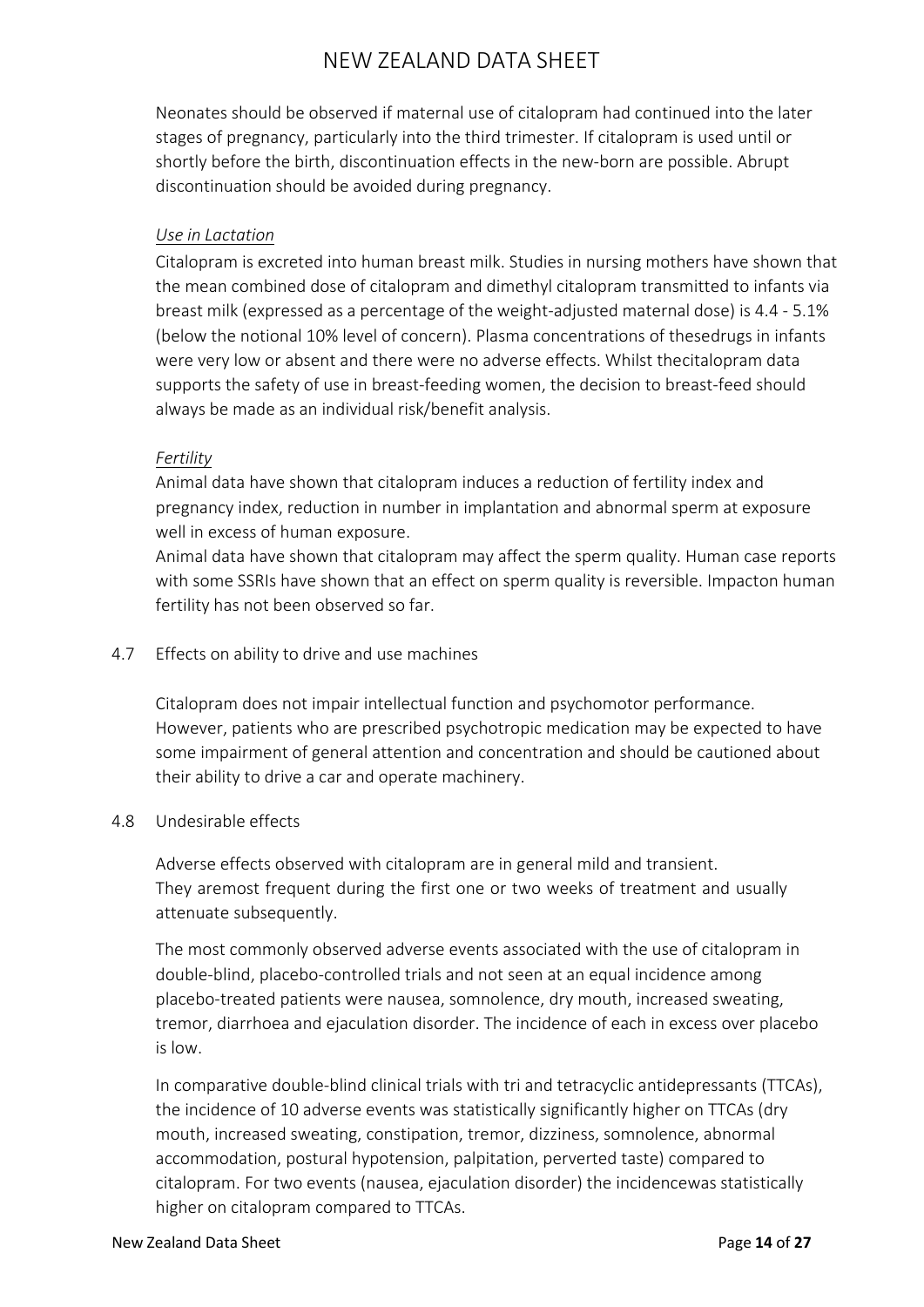Neonates should be observed if maternal use of citalopram had continued into the later stages of pregnancy, particularly into the third trimester. If citalopram is used until or shortly before the birth, discontinuation effects in the new-born are possible. Abrupt discontinuation should be avoided during pregnancy.

*Use in Lactation*

Citalopram is excreted into human breast milk. Studies in nursing mothers have shown that the mean combined dose of citalopram and dimethyl citalopram transmitted to infants via breast milk (expressed as a percentage of the weight-adjusted maternal dose) is 4.4 - 5.1% (below the notional 10% level of concern). Plasma concentrations of thesedrugs in infants were very low or absent and there were no adverse effects. Whilst thecitalopram data supports the safety of use in breast-feeding women, the decision to breast-feed should always be made as an individual risk/benefit analysis.

*Fertility*

Animal data have shown that citalopram induces a reduction of fertility index and pregnancy index, reduction in number in implantation and abnormal sperm at exposure well in excess of human exposure.

Animal data have shown that citalopram may affect the sperm quality. Human case reports with some SSRIs have shown that an effect on sperm quality is reversible. Impacton human fertility has not been observed so far.

## 4.7 Effects on ability to drive and use machines

Citalopram does not impair intellectual function and psychomotor performance. However, patients who are prescribed psychotropic medication may be expected to have some impairment of general attention and concentration and should be cautioned about their ability to drive a car and operate machinery.

## 4.8 Undesirable effects

Adverse effects observed with citalopram are in general mild and transient. They aremost frequent during the first one or two weeks of treatment and usually attenuate subsequently.

The most commonly observed adverse events associated with the use of citalopram in double-blind, placebo-controlled trials and not seen at an equal incidence among placebo-treated patients were nausea, somnolence, dry mouth, increased sweating, tremor, diarrhoea and ejaculation disorder. The incidence of each in excess over placebo is low.

In comparative double-blind clinical trials with tri and tetracyclic antidepressants (TTCAs), the incidence of 10 adverse events was statistically significantly higher on TTCAs (dry mouth, increased sweating, constipation, tremor, dizziness, somnolence, abnormal accommodation, postural hypotension, palpitation, perverted taste) compared to citalopram. For two events (nausea, ejaculation disorder) the incidencewas statistically higher on citalopram compared to TTCAs.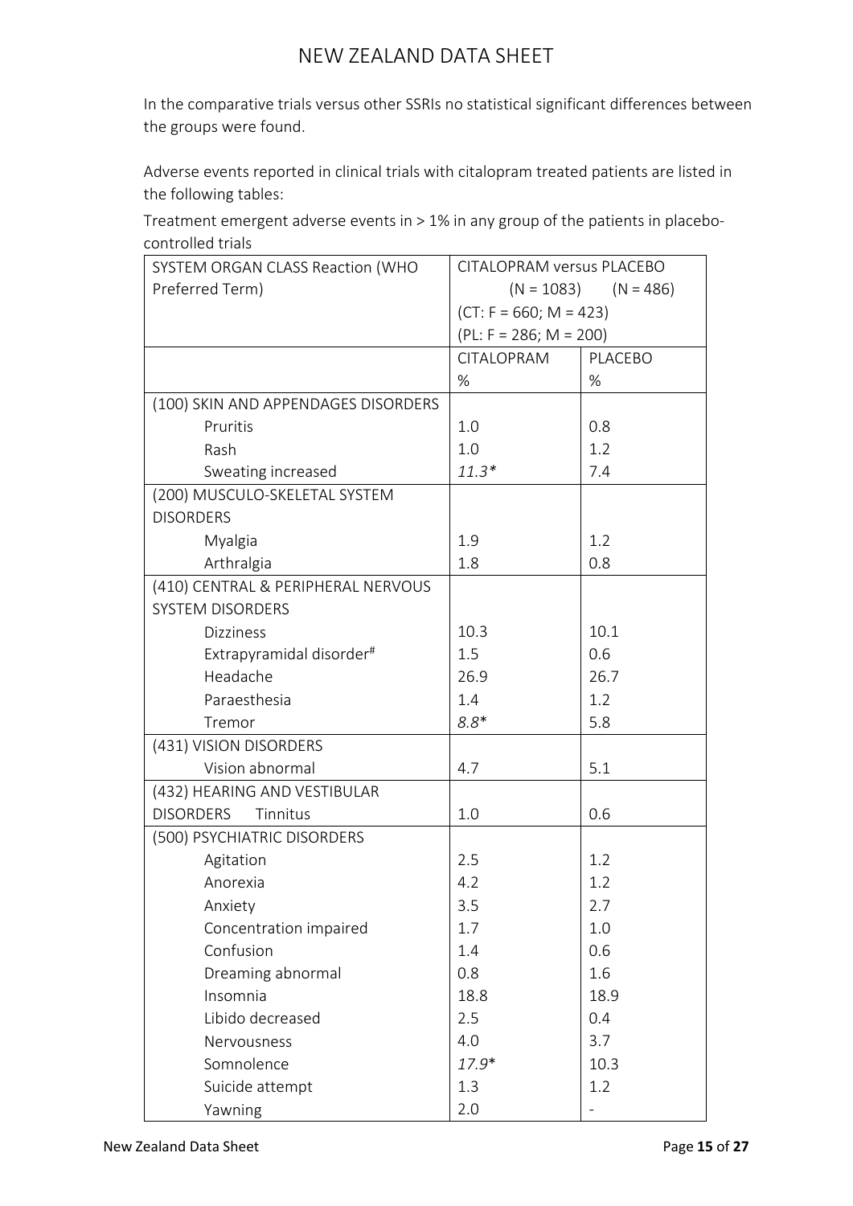In the comparative trials versus other SSRIs no statistical significant differences between the groups were found.

Adverse events reported in clinical trials with citalopram treated patients are listed in the following tables:

Treatment emergent adverse events in > 1% in any group of the patients in placebo-controlled trials

| SYSTEM ORGAN CLASS Reaction (WHO Preferred Term) | CITALOPRAM versus PLACEBO (N = 1083) (N = 486) (CT: F = 660; M = 423) (PL: F = 286; M = 200) | |
|---|---|---|
| | CITALOPRAM % | PLACEBO % |
| (100) SKIN AND APPENDAGES DISORDERS | | |
| Pruritis | 1.0 | 0.8 |
| Rash | 1.0 | 1.2 |
| Sweating increased | *11.3** | 7.4 |
| (200) MUSCULO-SKELETAL SYSTEM DISORDERS | | |
| Myalgia | 1.9 | 1.2 |
| Arthralgia | 1.8 | 0.8 |
| (410) CENTRAL & PERIPHERAL NERVOUS SYSTEM DISORDERS | | |
| Dizziness | 10.3 | 10.1 |
| Extrapyramidal disorder# | 1.5 | 0.6 |
| Headache | 26.9 | 26.7 |
| Paraesthesia | 1.4 | 1.2 |
| Tremor | *8.8** | 5.8 |
| (431) VISION DISORDERS | | |
| Vision abnormal | 4.7 | 5.1 |
| (432) HEARING AND VESTIBULAR DISORDERS Tinnitus | 1.0 | 0.6 |
| (500) PSYCHIATRIC DISORDERS | | |
| Agitation | 2.5 | 1.2 |
| Anorexia | 4.2 | 1.2 |
| Anxiety | 3.5 | 2.7 |
| Concentration impaired | 1.7 | 1.0 |
| Confusion | 1.4 | 0.6 |
| Dreaming abnormal | 0.8 | 1.6 |
| Insomnia | 18.8 | 18.9 |
| Libido decreased | 2.5 | 0.4 |
| Nervousness | 4.0 | 3.7 |
| Somnolence | *17.9** | 10.3 |
| Suicide attempt | 1.3 | 1.2 |
| Yawning | 2.0 | - |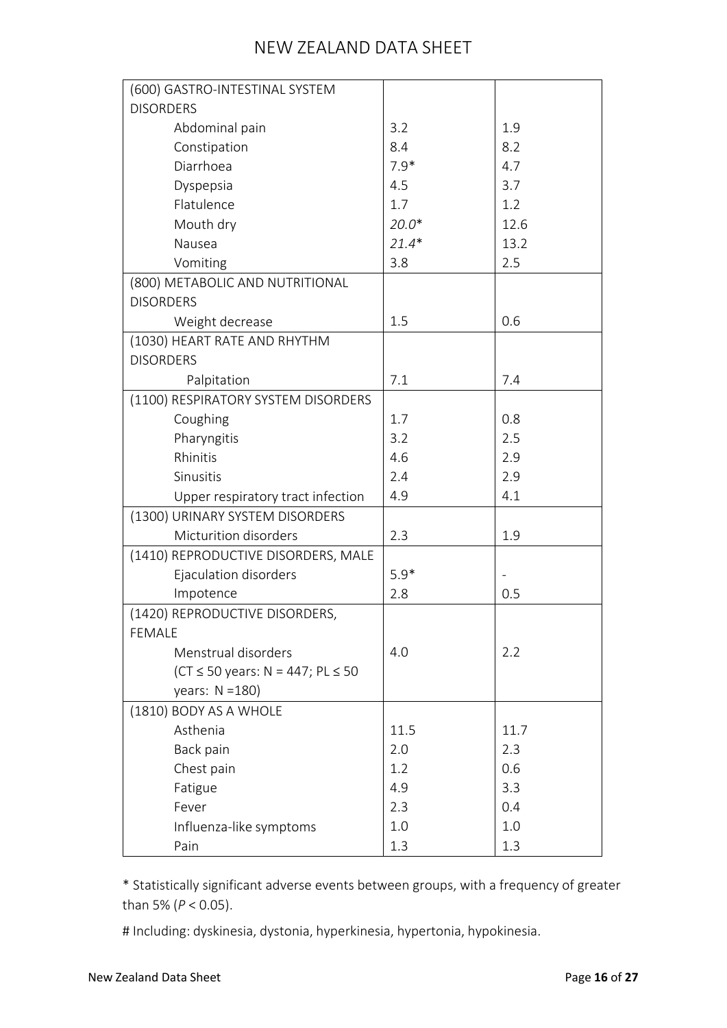| | | |
|---|---|---|
| (600) GASTRO-INTESTINAL SYSTEM DISORDERS | | |
| Abdominal pain | 3.2 | 1.9 |
| Constipation | 8.4 | 8.2 |
| Diarrhoea | 7.9* | 4.7 |
| Dyspepsia | 4.5 | 3.7 |
| Flatulence | 1.7 | 1.2 |
| Mouth dry | *20.0** | 12.6 |
| Nausea | *21.4** | 13.2 |
| Vomiting | 3.8 | 2.5 |
| (800) METABOLIC AND NUTRITIONAL DISORDERS | | |
| Weight decrease | 1.5 | 0.6 |
| (1030) HEART RATE AND RHYTHM DISORDERS | | |
| Palpitation | 7.1 | 7.4 |
| (1100) RESPIRATORY SYSTEM DISORDERS | | |
| Coughing | 1.7 | 0.8 |
| Pharyngitis | 3.2 | 2.5 |
| Rhinitis | 4.6 | 2.9 |
| Sinusitis | 2.4 | 2.9 |
| Upper respiratory tract infection | 4.9 | 4.1 |
| (1300) URINARY SYSTEM DISORDERS | | |
| Micturition disorders | 2.3 | 1.9 |
| (1410) REPRODUCTIVE DISORDERS, MALE | | |
| Ejaculation disorders | 5.9* | - |
| Impotence | 2.8 | 0.5 |
| (1420) REPRODUCTIVE DISORDERS, FEMALE | | |
| Menstrual disorders (CT ≤ 50 years: N = 447; PL ≤ 50 years: N =180) | 4.0 | 2.2 |
| (1810) BODY AS A WHOLE | | |
| Asthenia | 11.5 | 11.7 |
| Back pain | 2.0 | 2.3 |
| Chest pain | 1.2 | 0.6 |
| Fatigue | 4.9 | 3.3 |
| Fever | 2.3 | 0.4 |
| Influenza-like symptoms | 1.0 | 1.0 |
| Pain | 1.3 | 1.3 |

* Statistically significant adverse events between groups, with a frequency of greater than 5% ($P < 0.05$).

# Including: dyskinesia, dystonia, hyperkinesia, hypertonia, hypokinesia.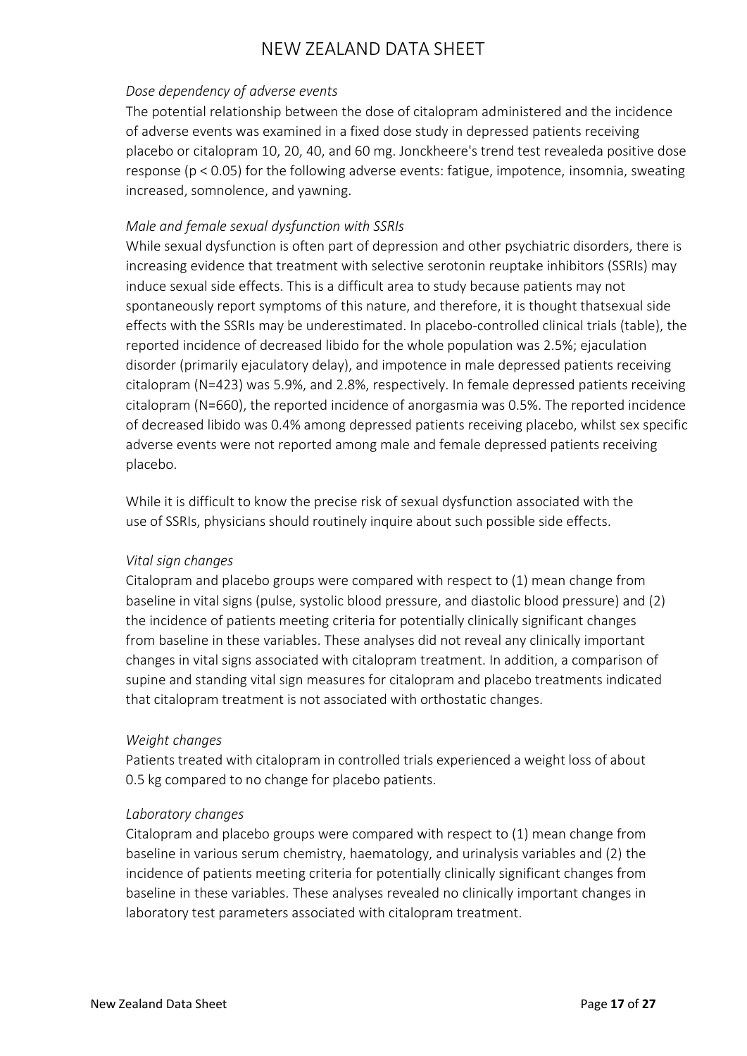*Dose dependency of adverse events*

The potential relationship between the dose of citalopram administered and the incidence of adverse events was examined in a fixed dose study in depressed patients receiving placebo or citalopram 10, 20, 40, and 60 mg. Jonckheere's trend test revealeda positive dose response ($p < 0.05$) for the following adverse events: fatigue, impotence, insomnia, sweating increased, somnolence, and yawning.

*Male and female sexual dysfunction with SSRIs*

While sexual dysfunction is often part of depression and other psychiatric disorders, there is increasing evidence that treatment with selective serotonin reuptake inhibitors (SSRIs) may induce sexual side effects. This is a difficult area to study because patients may not spontaneously report symptoms of this nature, and therefore, it is thought thatsexual side effects with the SSRIs may be underestimated. In placebo-controlled clinical trials (table), the reported incidence of decreased libido for the whole population was 2.5%; ejaculation disorder (primarily ejaculatory delay), and impotence in male depressed patients receiving citalopram (N=423) was 5.9%, and 2.8%, respectively. In female depressed patients receiving citalopram (N=660), the reported incidence of anorgasmia was 0.5%. The reported incidence of decreased libido was 0.4% among depressed patients receiving placebo, whilst sex specific adverse events were not reported among male and female depressed patients receiving placebo.

While it is difficult to know the precise risk of sexual dysfunction associated with the use of SSRIs, physicians should routinely inquire about such possible side effects.

*Vital sign changes*

Citalopram and placebo groups were compared with respect to (1) mean change from baseline in vital signs (pulse, systolic blood pressure, and diastolic blood pressure) and (2) the incidence of patients meeting criteria for potentially clinically significant changes from baseline in these variables. These analyses did not reveal any clinically important changes in vital signs associated with citalopram treatment. In addition, a comparison of supine and standing vital sign measures for citalopram and placebo treatments indicated that citalopram treatment is not associated with orthostatic changes.

*Weight changes*

Patients treated with citalopram in controlled trials experienced a weight loss of about 0.5 kg compared to no change for placebo patients.

*Laboratory changes*

Citalopram and placebo groups were compared with respect to (1) mean change from baseline in various serum chemistry, haematology, and urinalysis variables and (2) the incidence of patients meeting criteria for potentially clinically significant changes from baseline in these variables. These analyses revealed no clinically important changes in laboratory test parameters associated with citalopram treatment.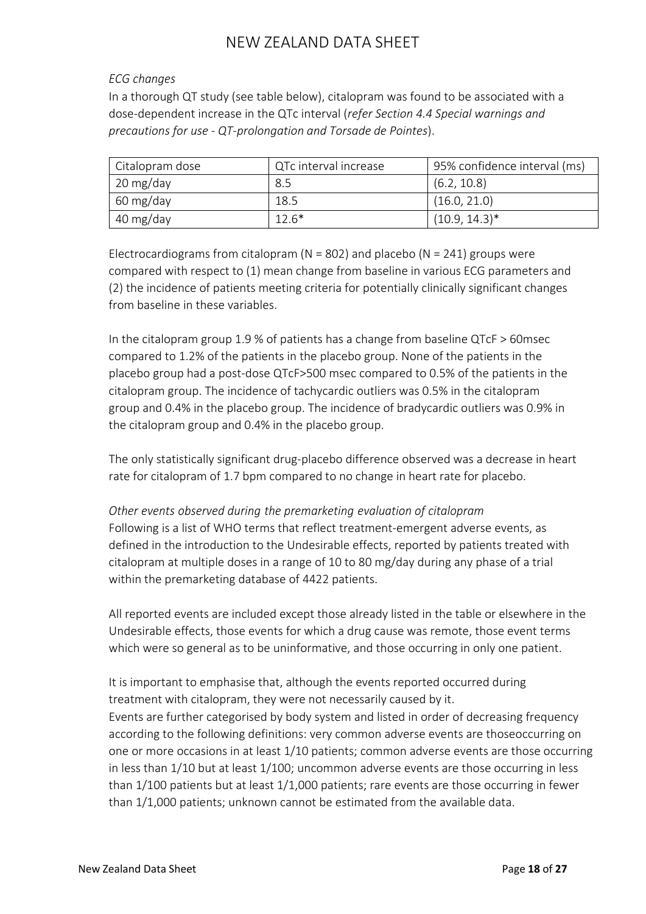*ECG changes*

In a thorough QT study (see table below), citalopram was found to be associated with a dose-dependent increase in the QTc interval (*refer Section 4.4 Special warnings and precautions for use - QT-prolongation and Torsade de Pointes*).

| Citalopram dose | QTc interval increase | 95% confidence interval (ms) |
|---|---|---|
| 20 mg/day | 8.5 | (6.2, 10.8) |
| 60 mg/day | 18.5 | (16.0, 21.0) |
| 40 mg/day | 12.6* | (10.9, 14.3)* |

Electrocardiograms from citalopram (N = 802) and placebo (N = 241) groups were compared with respect to (1) mean change from baseline in various ECG parameters and (2) the incidence of patients meeting criteria for potentially clinically significant changes from baseline in these variables.

In the citalopram group 1.9 % of patients has a change from baseline QTcF > 60msec compared to 1.2% of the patients in the placebo group. None of the patients in the placebo group had a post-dose QTcF>500 msec compared to 0.5% of the patients in the citalopram group. The incidence of tachycardic outliers was 0.5% in the citalopram group and 0.4% in the placebo group. The incidence of bradycardic outliers was 0.9% in the citalopram group and 0.4% in the placebo group.

The only statistically significant drug-placebo difference observed was a decrease in heart rate for citalopram of 1.7 bpm compared to no change in heart rate for placebo.

*Other events observed during the premarketing evaluation of citalopram*

Following is a list of WHO terms that reflect treatment-emergent adverse events, as defined in the introduction to the Undesirable effects, reported by patients treated with citalopram at multiple doses in a range of 10 to 80 mg/day during any phase of a trial within the premarketing database of 4422 patients.

All reported events are included except those already listed in the table or elsewhere in the Undesirable effects, those events for which a drug cause was remote, those event terms which were so general as to be uninformative, and those occurring in only one patient.

It is important to emphasise that, although the events reported occurred during treatment with citalopram, they were not necessarily caused by it.

Events are further categorised by body system and listed in order of decreasing frequency according to the following definitions: very common adverse events are thoseoccurring on one or more occasions in at least 1/10 patients; common adverse events are those occurring in less than 1/10 but at least 1/100; uncommon adverse events are those occurring in less than 1/100 patients but at least 1/1,000 patients; rare events are those occurring in fewer than 1/1,000 patients; unknown cannot be estimated from the available data.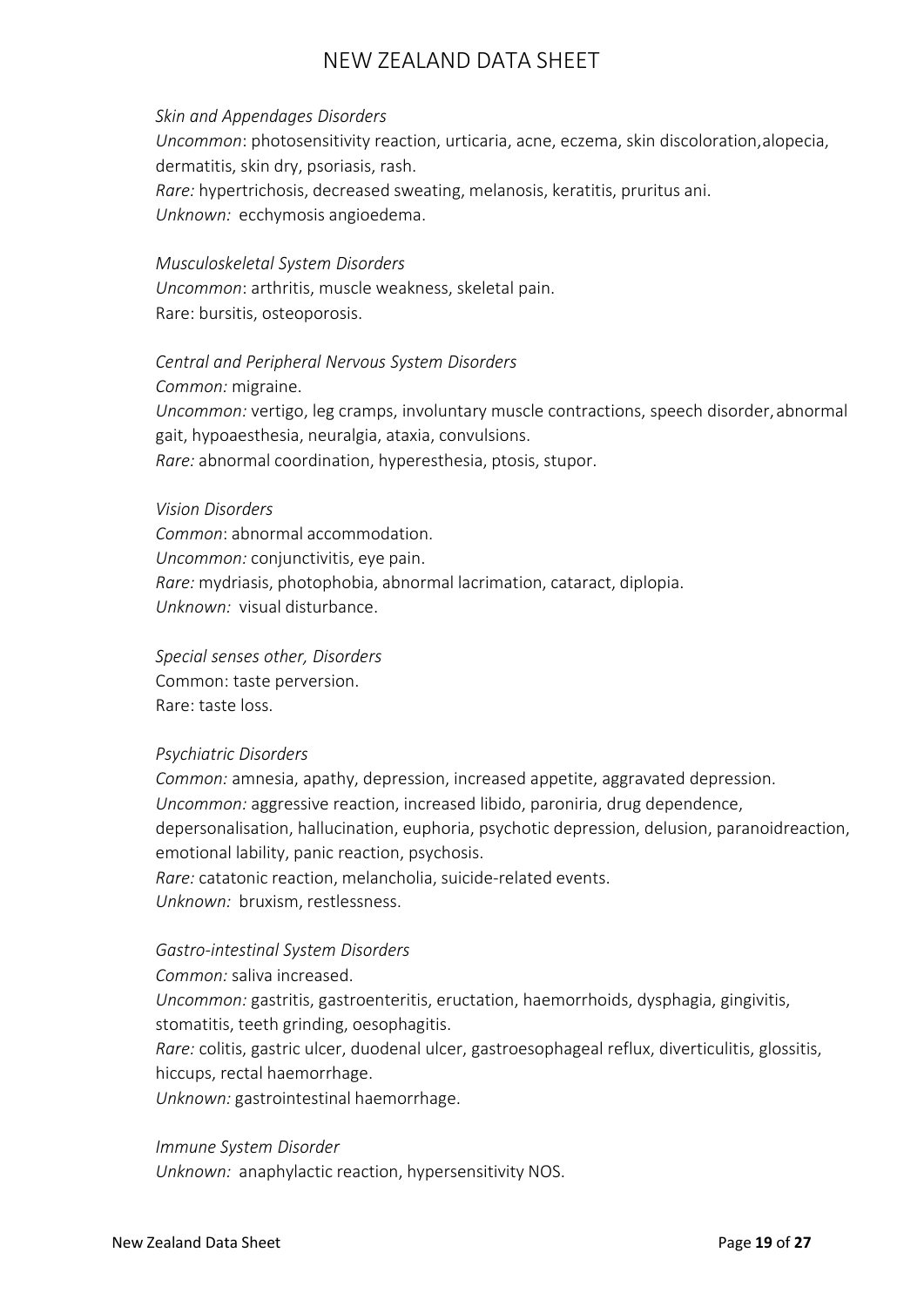*Skin and Appendages Disorders*

*Uncommon*: photosensitivity reaction, urticaria, acne, eczema, skin discoloration,alopecia, dermatitis, skin dry, psoriasis, rash.

*Rare:* hypertrichosis, decreased sweating, melanosis, keratitis, pruritus ani.

*Unknown:* ecchymosis angioedema.

*Musculoskeletal System Disorders*

*Uncommon*: arthritis, muscle weakness, skeletal pain.

Rare: bursitis, osteoporosis.

*Central and Peripheral Nervous System Disorders*

*Common:* migraine.

*Uncommon:* vertigo, leg cramps, involuntary muscle contractions, speech disorder, abnormal gait, hypoaesthesia, neuralgia, ataxia, convulsions.

*Rare:* abnormal coordination, hyperesthesia, ptosis, stupor.

*Vision Disorders*

*Common*: abnormal accommodation.

*Uncommon:* conjunctivitis, eye pain.

*Rare:* mydriasis, photophobia, abnormal lacrimation, cataract, diplopia.

*Unknown:* visual disturbance.

*Special senses other, Disorders*

Common: taste perversion.

Rare: taste loss.

*Psychiatric Disorders*

*Common:* amnesia, apathy, depression, increased appetite, aggravated depression.

*Uncommon:* aggressive reaction, increased libido, paroniria, drug dependence, depersonalisation, hallucination, euphoria, psychotic depression, delusion, paranoidreaction, emotional lability, panic reaction, psychosis.

*Rare:* catatonic reaction, melancholia, suicide-related events.

*Unknown:* bruxism, restlessness.

*Gastro-intestinal System Disorders*

*Common:* saliva increased.

*Uncommon:* gastritis, gastroenteritis, eructation, haemorrhoids, dysphagia, gingivitis, stomatitis, teeth grinding, oesophagitis.

*Rare:* colitis, gastric ulcer, duodenal ulcer, gastroesophageal reflux, diverticulitis, glossitis, hiccups, rectal haemorrhage.

*Unknown:* gastrointestinal haemorrhage.

*Immune System Disorder*

*Unknown:* anaphylactic reaction, hypersensitivity NOS.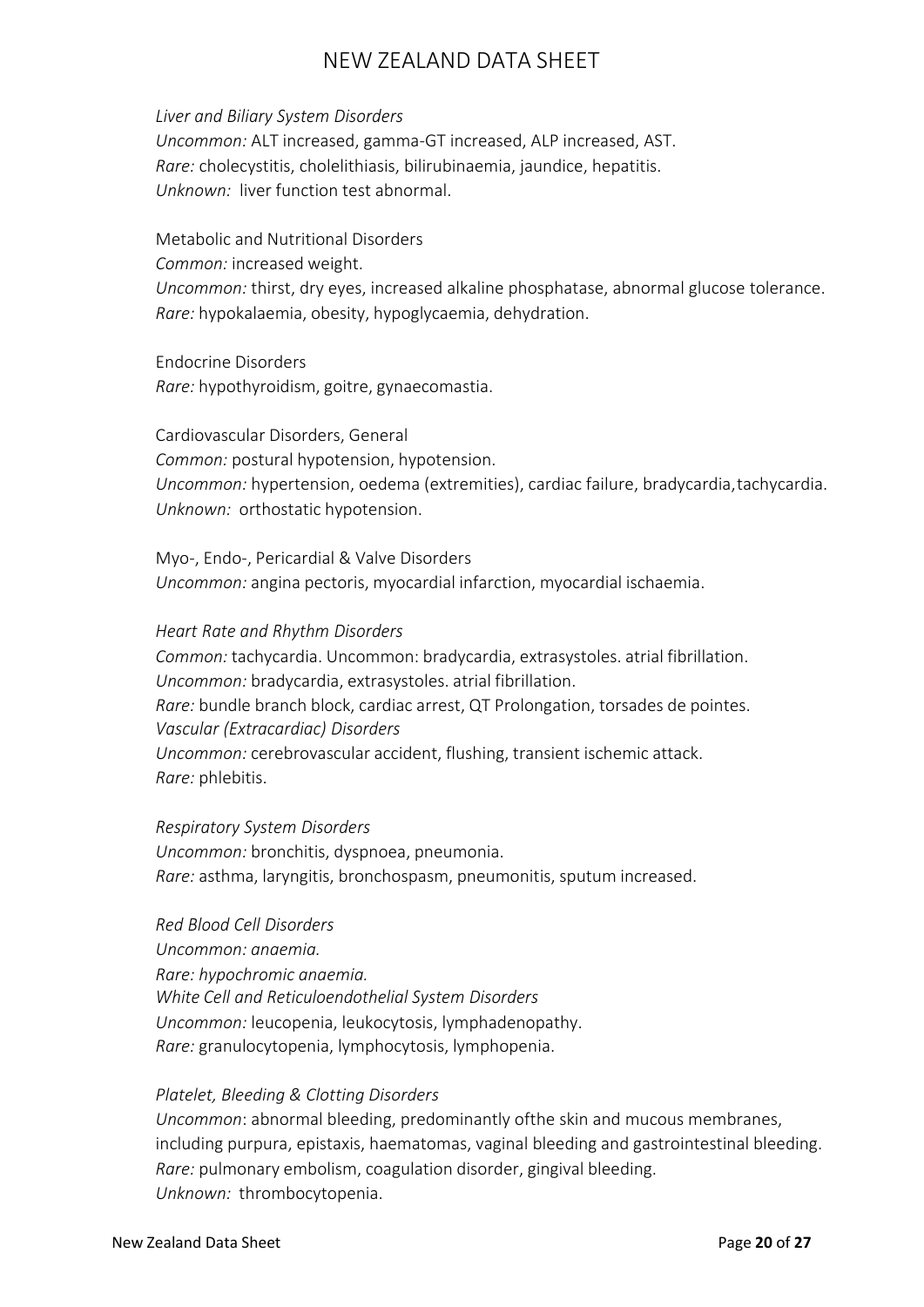*Liver and Biliary System Disorders*

*Uncommon:* ALT increased, gamma-GT increased, ALP increased, AST.

*Rare:* cholecystitis, cholelithiasis, bilirubinaemia, jaundice, hepatitis.

*Unknown:* liver function test abnormal.

Metabolic and Nutritional Disorders

*Common:* increased weight.

*Uncommon:* thirst, dry eyes, increased alkaline phosphatase, abnormal glucose tolerance.

*Rare:* hypokalaemia, obesity, hypoglycaemia, dehydration.

Endocrine Disorders

*Rare:* hypothyroidism, goitre, gynaecomastia.

Cardiovascular Disorders, General

*Common:* postural hypotension, hypotension.

*Uncommon:* hypertension, oedema (extremities), cardiac failure, bradycardia,tachycardia.

*Unknown:* orthostatic hypotension.

Myo-, Endo-, Pericardial & Valve Disorders

*Uncommon:* angina pectoris, myocardial infarction, myocardial ischaemia.

*Heart Rate and Rhythm Disorders*

*Common:* tachycardia. Uncommon: bradycardia, extrasystoles. atrial fibrillation.

*Uncommon:* bradycardia, extrasystoles. atrial fibrillation.

*Rare:* bundle branch block, cardiac arrest, QT Prolongation, torsades de pointes.

*Vascular (Extracardiac) Disorders*

*Uncommon:* cerebrovascular accident, flushing, transient ischemic attack.

*Rare:* phlebitis.

*Respiratory System Disorders*

*Uncommon:* bronchitis, dyspnoea, pneumonia.

*Rare:* asthma, laryngitis, bronchospasm, pneumonitis, sputum increased.

*Red Blood Cell Disorders*

*Uncommon: anaemia.*

*Rare: hypochromic anaemia.*

*White Cell and Reticuloendothelial System Disorders*

*Uncommon:* leucopenia, leukocytosis, lymphadenopathy.

*Rare:* granulocytopenia, lymphocytosis, lymphopenia.

*Platelet, Bleeding & Clotting Disorders*

*Uncommon*: abnormal bleeding, predominantly ofthe skin and mucous membranes, including purpura, epistaxis, haematomas, vaginal bleeding and gastrointestinal bleeding.

*Rare:* pulmonary embolism, coagulation disorder, gingival bleeding.

*Unknown:* thrombocytopenia.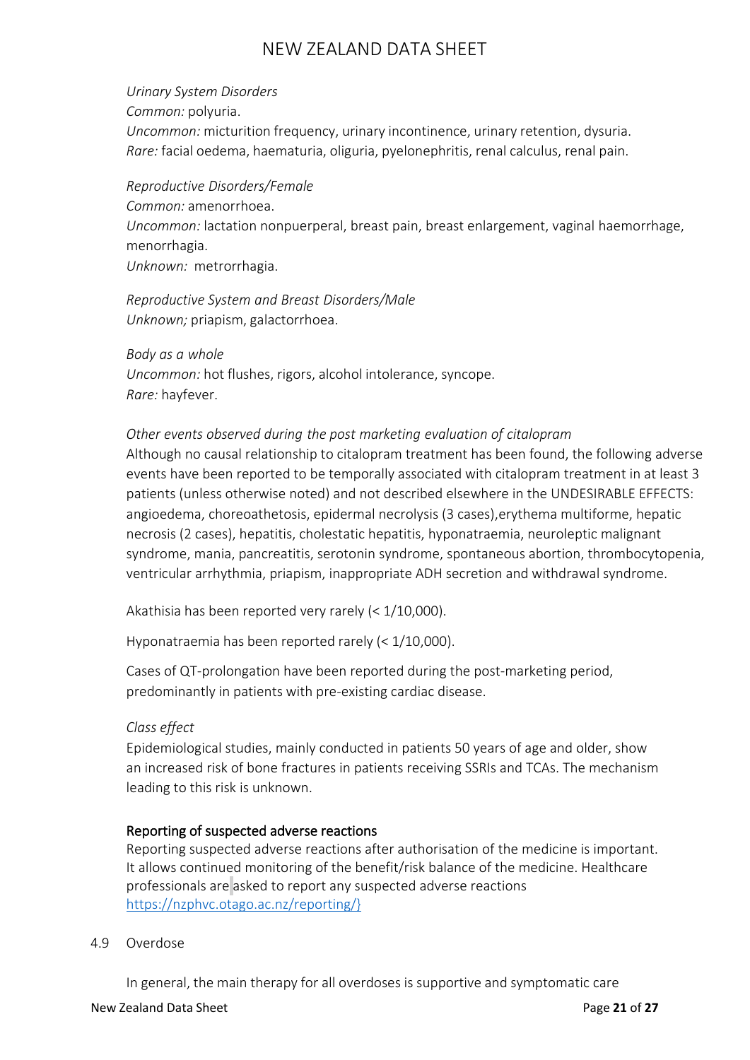*Urinary System Disorders*

*Common:* polyuria.

*Uncommon:* micturition frequency, urinary incontinence, urinary retention, dysuria.

*Rare:* facial oedema, haematuria, oliguria, pyelonephritis, renal calculus, renal pain.

*Reproductive Disorders/Female*

*Common:* amenorrhoea.

*Uncommon:* lactation nonpuerperal, breast pain, breast enlargement, vaginal haemorrhage, menorrhagia.

*Unknown:* metrorrhagia.

*Reproductive System and Breast Disorders/Male*

*Unknown;* priapism, galactorrhoea.

*Body as a whole*

*Uncommon:* hot flushes, rigors, alcohol intolerance, syncope.

*Rare:* hayfever.

*Other events observed during the post marketing evaluation of citalopram*

Although no causal relationship to citalopram treatment has been found, the following adverse events have been reported to be temporally associated with citalopram treatment in at least 3 patients (unless otherwise noted) and not described elsewhere in the UNDESIRABLE EFFECTS: angioedema, choreoathetosis, epidermal necrolysis (3 cases),erythema multiforme, hepatic necrosis (2 cases), hepatitis, cholestatic hepatitis, hyponatraemia, neuroleptic malignant syndrome, mania, pancreatitis, serotonin syndrome, spontaneous abortion, thrombocytopenia, ventricular arrhythmia, priapism, inappropriate ADH secretion and withdrawal syndrome.

Akathisia has been reported very rarely (< 1/10,000).

Hyponatraemia has been reported rarely (< 1/10,000).

Cases of QT-prolongation have been reported during the post-marketing period, predominantly in patients with pre-existing cardiac disease.

*Class effect*

Epidemiological studies, mainly conducted in patients 50 years of age and older, show an increased risk of bone fractures in patients receiving SSRIs and TCAs. The mechanism leading to this risk is unknown.

### Reporting of suspected adverse reactions

Reporting suspected adverse reactions after authorisation of the medicine is important. It allows continued monitoring of the benefit/risk balance of the medicine. Healthcare professionals are asked to report any suspected adverse reactions https://nzphvc.otago.ac.nz/reporting/}

## 4.9 Overdose

In general, the main therapy for all overdoses is supportive and symptomatic care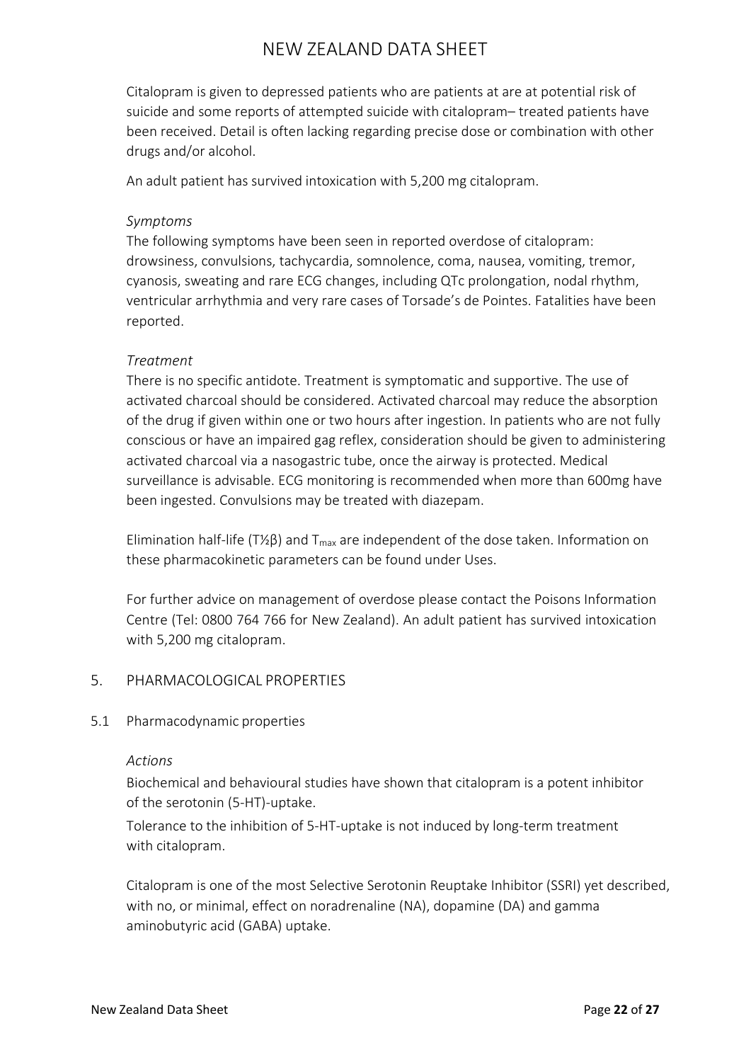Citalopram is given to depressed patients who are patients at are at potential risk of suicide and some reports of attempted suicide with citalopram– treated patients have been received. Detail is often lacking regarding precise dose or combination with other drugs and/or alcohol.

An adult patient has survived intoxication with 5,200 mg citalopram.

*Symptoms*

The following symptoms have been seen in reported overdose of citalopram: drowsiness, convulsions, tachycardia, somnolence, coma, nausea, vomiting, tremor, cyanosis, sweating and rare ECG changes, including QTc prolongation, nodal rhythm, ventricular arrhythmia and very rare cases of Torsade's de Pointes. Fatalities have been reported.

*Treatment*

There is no specific antidote. Treatment is symptomatic and supportive. The use of activated charcoal should be considered. Activated charcoal may reduce the absorption of the drug if given within one or two hours after ingestion. In patients who are not fully conscious or have an impaired gag reflex, consideration should be given to administering activated charcoal via a nasogastric tube, once the airway is protected. Medical surveillance is advisable. ECG monitoring is recommended when more than 600mg have been ingested. Convulsions may be treated with diazepam.

Elimination half-life ($T½β$) and $T_{max}$ are independent of the dose taken. Information on these pharmacokinetic parameters can be found under Uses.

For further advice on management of overdose please contact the Poisons Information Centre (Tel: 0800 764 766 for New Zealand). An adult patient has survived intoxication with 5,200 mg citalopram.

## 5. PHARMACOLOGICAL PROPERTIES

### 5.1 Pharmacodynamic properties

*Actions*

Biochemical and behavioural studies have shown that citalopram is a potent inhibitor of the serotonin (5-HT)-uptake.

Tolerance to the inhibition of 5-HT-uptake is not induced by long-term treatment with citalopram.

Citalopram is one of the most Selective Serotonin Reuptake Inhibitor (SSRI) yet described, with no, or minimal, effect on noradrenaline (NA), dopamine (DA) and gamma aminobutyric acid (GABA) uptake.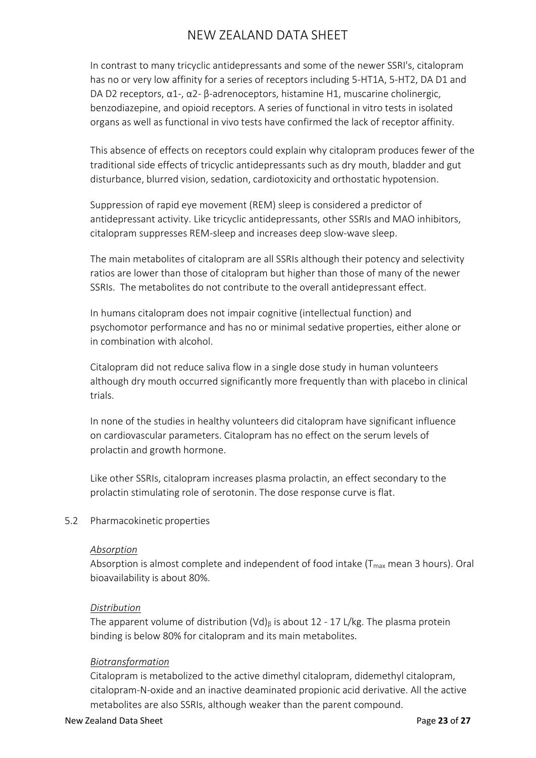In contrast to many tricyclic antidepressants and some of the newer SSRI's, citalopram has no or very low affinity for a series of receptors including 5-HT1A, 5-HT2, DA D1 and DA D2 receptors, α1-, α2- β-adrenoceptors, histamine H1, muscarine cholinergic, benzodiazepine, and opioid receptors. A series of functional in vitro tests in isolated organs as well as functional in vivo tests have confirmed the lack of receptor affinity.

This absence of effects on receptors could explain why citalopram produces fewer of the traditional side effects of tricyclic antidepressants such as dry mouth, bladder and gut disturbance, blurred vision, sedation, cardiotoxicity and orthostatic hypotension.

Suppression of rapid eye movement (REM) sleep is considered a predictor of antidepressant activity. Like tricyclic antidepressants, other SSRIs and MAO inhibitors, citalopram suppresses REM-sleep and increases deep slow-wave sleep.

The main metabolites of citalopram are all SSRIs although their potency and selectivity ratios are lower than those of citalopram but higher than those of many of the newer SSRIs. The metabolites do not contribute to the overall antidepressant effect.

In humans citalopram does not impair cognitive (intellectual function) and psychomotor performance and has no or minimal sedative properties, either alone or in combination with alcohol.

Citalopram did not reduce saliva flow in a single dose study in human volunteers although dry mouth occurred significantly more frequently than with placebo in clinical trials.

In none of the studies in healthy volunteers did citalopram have significant influence on cardiovascular parameters. Citalopram has no effect on the serum levels of prolactin and growth hormone.

Like other SSRIs, citalopram increases plasma prolactin, an effect secondary to the prolactin stimulating role of serotonin. The dose response curve is flat.

## 5.2 Pharmacokinetic properties

*Absorption*

Absorption is almost complete and independent of food intake ($T_{max}$ mean 3 hours). Oral bioavailability is about 80%.

*Distribution*

The apparent volume of distribution $(Vd)_{\beta}$ is about 12 - 17 L/kg. The plasma protein binding is below 80% for citalopram and its main metabolites.

*Biotransformation*

Citalopram is metabolized to the active dimethyl citalopram, didemethyl citalopram, citalopram-N-oxide and an inactive deaminated propionic acid derivative. All the active metabolites are also SSRIs, although weaker than the parent compound.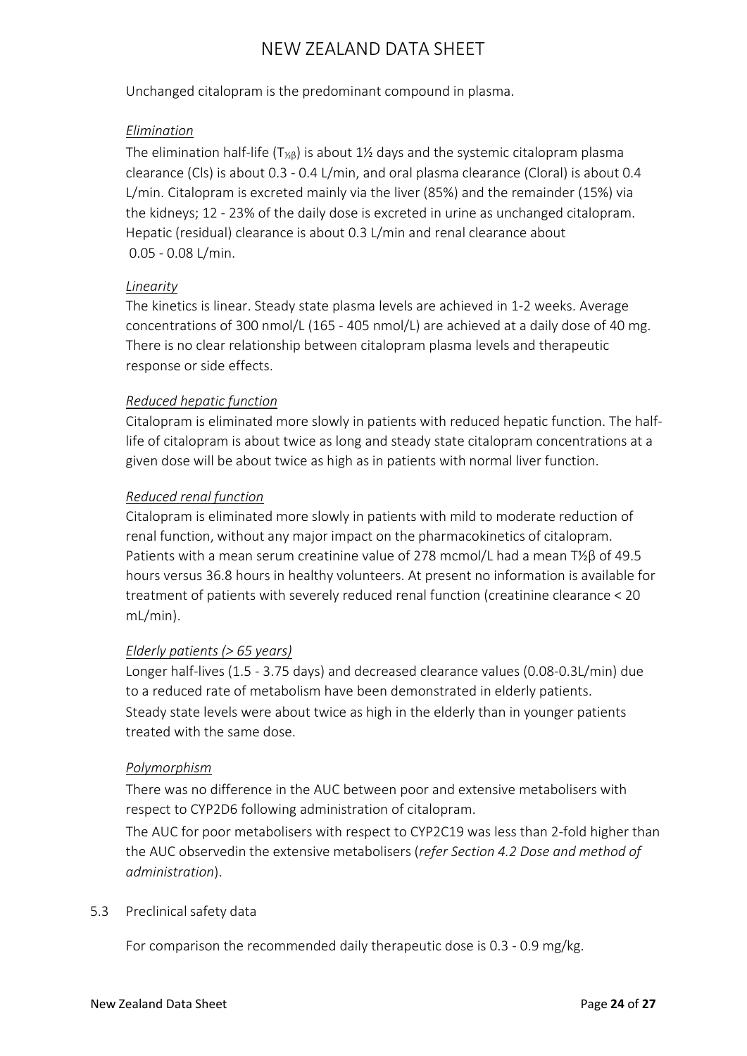Unchanged citalopram is the predominant compound in plasma.

*Elimination*

The elimination half-life ($T_{½β}$) is about 1½ days and the systemic citalopram plasma clearance (Cls) is about 0.3 - 0.4 L/min, and oral plasma clearance (Cloral) is about 0.4 L/min. Citalopram is excreted mainly via the liver (85%) and the remainder (15%) via the kidneys; 12 - 23% of the daily dose is excreted in urine as unchanged citalopram. Hepatic (residual) clearance is about 0.3 L/min and renal clearance about 0.05 - 0.08 L/min.

*Linearity*

The kinetics is linear. Steady state plasma levels are achieved in 1-2 weeks. Average concentrations of 300 nmol/L (165 - 405 nmol/L) are achieved at a daily dose of 40 mg. There is no clear relationship between citalopram plasma levels and therapeutic response or side effects.

*Reduced hepatic function*

Citalopram is eliminated more slowly in patients with reduced hepatic function. The half-life of citalopram is about twice as long and steady state citalopram concentrations at a given dose will be about twice as high as in patients with normal liver function.

*Reduced renal function*

Citalopram is eliminated more slowly in patients with mild to moderate reduction of renal function, without any major impact on the pharmacokinetics of citalopram. Patients with a mean serum creatinine value of 278 mcmol/L had a mean $T½β$ of 49.5 hours versus 36.8 hours in healthy volunteers. At present no information is available for treatment of patients with severely reduced renal function (creatinine clearance < 20 mL/min).

*Elderly patients (> 65 years)*

Longer half-lives (1.5 - 3.75 days) and decreased clearance values (0.08-0.3L/min) due to a reduced rate of metabolism have been demonstrated in elderly patients. Steady state levels were about twice as high in the elderly than in younger patients treated with the same dose.

*Polymorphism*

There was no difference in the AUC between poor and extensive metabolisers with respect to CYP2D6 following administration of citalopram.

The AUC for poor metabolisers with respect to CYP2C19 was less than 2-fold higher than the AUC observedin the extensive metabolisers (*refer Section 4.2 Dose and method of administration*).

## 5.3 Preclinical safety data

For comparison the recommended daily therapeutic dose is 0.3 - 0.9 mg/kg.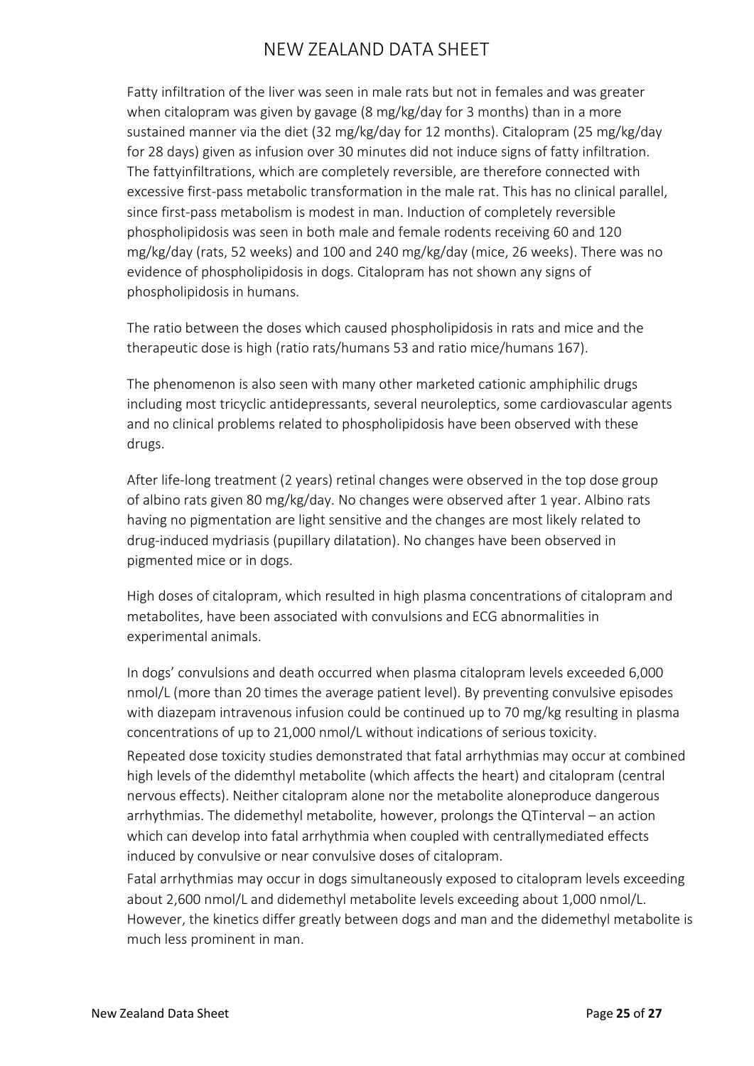Fatty infiltration of the liver was seen in male rats but not in females and was greater when citalopram was given by gavage (8 mg/kg/day for 3 months) than in a more sustained manner via the diet (32 mg/kg/day for 12 months). Citalopram (25 mg/kg/day for 28 days) given as infusion over 30 minutes did not induce signs of fatty infiltration. The fattyinfiltrations, which are completely reversible, are therefore connected with excessive first-pass metabolic transformation in the male rat. This has no clinical parallel, since first-pass metabolism is modest in man. Induction of completely reversible phospholipidosis was seen in both male and female rodents receiving 60 and 120 mg/kg/day (rats, 52 weeks) and 100 and 240 mg/kg/day (mice, 26 weeks). There was no evidence of phospholipidosis in dogs. Citalopram has not shown any signs of phospholipidosis in humans.

The ratio between the doses which caused phospholipidosis in rats and mice and the therapeutic dose is high (ratio rats/humans 53 and ratio mice/humans 167).

The phenomenon is also seen with many other marketed cationic amphiphilic drugs including most tricyclic antidepressants, several neuroleptics, some cardiovascular agents and no clinical problems related to phospholipidosis have been observed with these drugs.

After life-long treatment (2 years) retinal changes were observed in the top dose group of albino rats given 80 mg/kg/day. No changes were observed after 1 year. Albino rats having no pigmentation are light sensitive and the changes are most likely related to drug-induced mydriasis (pupillary dilatation). No changes have been observed in pigmented mice or in dogs.

High doses of citalopram, which resulted in high plasma concentrations of citalopram and metabolites, have been associated with convulsions and ECG abnormalities in experimental animals.

In dogs' convulsions and death occurred when plasma citalopram levels exceeded 6,000 nmol/L (more than 20 times the average patient level). By preventing convulsive episodes with diazepam intravenous infusion could be continued up to 70 mg/kg resulting in plasma concentrations of up to 21,000 nmol/L without indications of serious toxicity.

Repeated dose toxicity studies demonstrated that fatal arrhythmias may occur at combined high levels of the didemthyl metabolite (which affects the heart) and citalopram (central nervous effects). Neither citalopram alone nor the metabolite aloneproduce dangerous arrhythmias. The didemethyl metabolite, however, prolongs the QTinterval – an action which can develop into fatal arrhythmia when coupled with centrallymediated effects induced by convulsive or near convulsive doses of citalopram.

Fatal arrhythmias may occur in dogs simultaneously exposed to citalopram levels exceeding about 2,600 nmol/L and didemethyl metabolite levels exceeding about 1,000 nmol/L. However, the kinetics differ greatly between dogs and man and the didemethyl metabolite is much less prominent in man.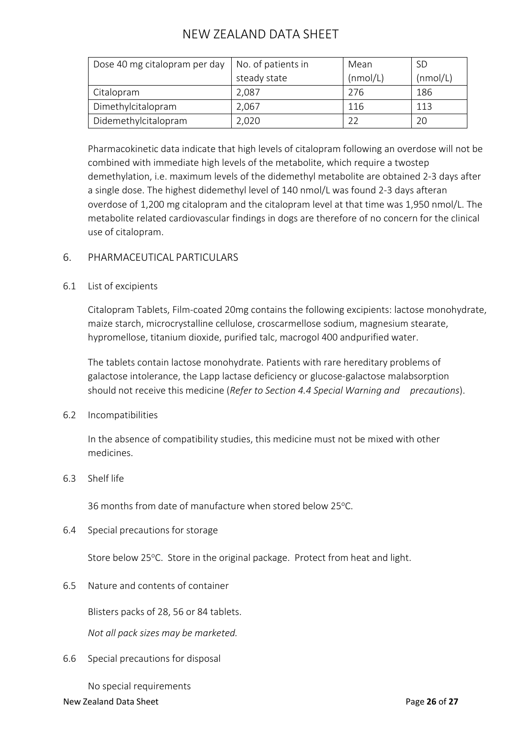| Dose 40 mg citalopram per day | No. of patients in steady state | Mean (nmol/L) | SD (nmol/L) |
|---|---|---|---|
| Citalopram | 2,087 | 276 | 186 |
| Dimethylcitalopram | 2,067 | 116 | 113 |
| Didemethylcitalopram | 2,020 | 22 | 20 |

Pharmacokinetic data indicate that high levels of citalopram following an overdose will not be combined with immediate high levels of the metabolite, which require a twostep demethylation, i.e. maximum levels of the didemethyl metabolite are obtained 2-3 days after a single dose. The highest didemethyl level of 140 nmol/L was found 2-3 days afteran overdose of 1,200 mg citalopram and the citalopram level at that time was 1,950 nmol/L. The metabolite related cardiovascular findings in dogs are therefore of no concern for the clinical use of citalopram.

## 6. PHARMACEUTICAL PARTICULARS

### 6.1 List of excipients

Citalopram Tablets, Film-coated 20mg contains the following excipients: lactose monohydrate, maize starch, microcrystalline cellulose, croscarmellose sodium, magnesium stearate, hypromellose, titanium dioxide, purified talc, macrogol 400 andpurified water.

The tablets contain lactose monohydrate. Patients with rare hereditary problems of galactose intolerance, the Lapp lactase deficiency or glucose-galactose malabsorption should not receive this medicine (*Refer to Section 4.4 Special Warning and precautions*).

### 6.2 Incompatibilities

In the absence of compatibility studies, this medicine must not be mixed with other medicines.

### 6.3 Shelf life

36 months from date of manufacture when stored below 25°C.

### 6.4 Special precautions for storage

Store below 25°C. Store in the original package. Protect from heat and light.

### 6.5 Nature and contents of container

Blisters packs of 28, 56 or 84 tablets.

*Not all pack sizes may be marketed.*

### 6.6 Special precautions for disposal

No special requirements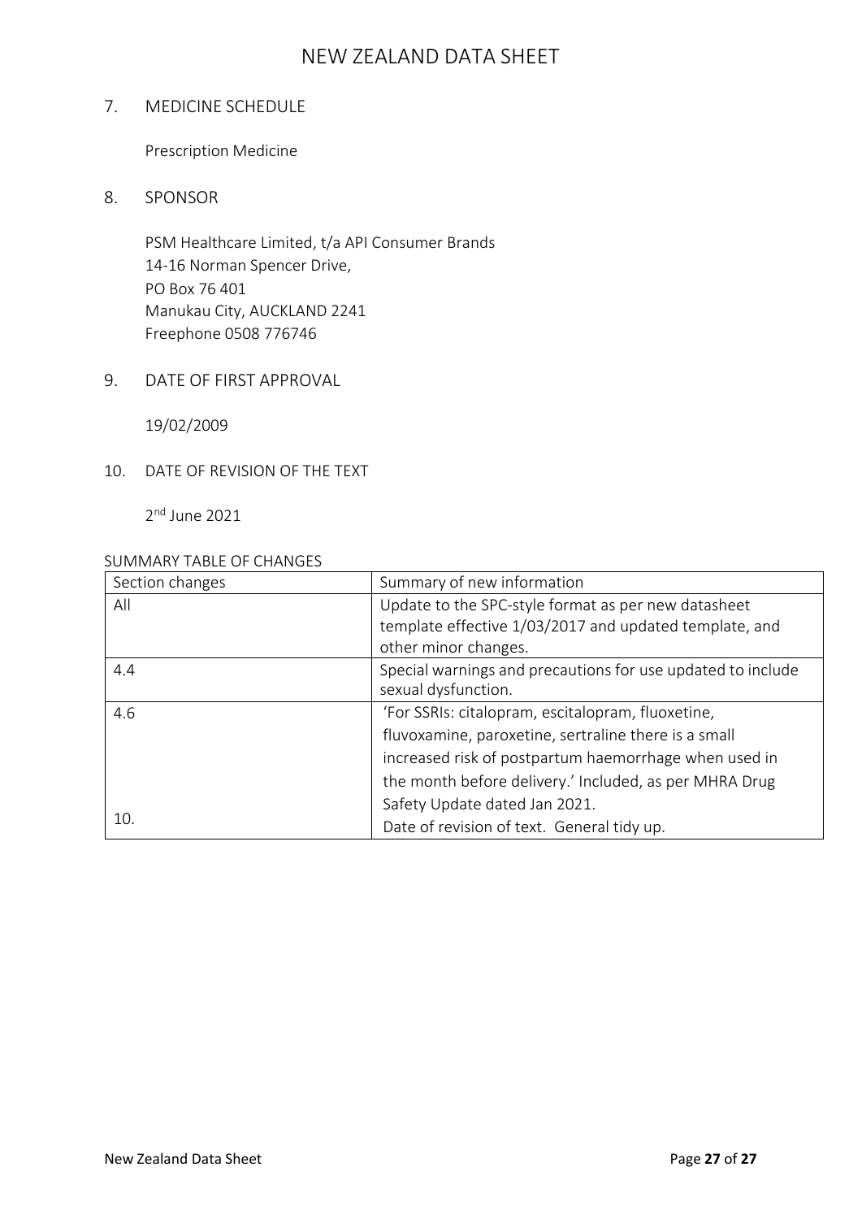## 7. MEDICINE SCHEDULE

Prescription Medicine

## 8. SPONSOR

PSM Healthcare Limited, t/a API Consumer Brands
14-16 Norman Spencer Drive,
PO Box 76 401
Manukau City, AUCKLAND 2241
Freephone 0508 776746

## 9. DATE OF FIRST APPROVAL

19/02/2009

## 10. DATE OF REVISION OF THE TEXT

2nd June 2021

SUMMARY TABLE OF CHANGES

| Section changes | Summary of new information |
|---|---|
| All | Update to the SPC-style format as per new datasheet template effective 1/03/2017 and updated template, and other minor changes. |
| 4.4 | Special warnings and precautions for use updated to include sexual dysfunction. |
| 4.6 | 'For SSRIs: citalopram, escitalopram, fluoxetine, fluvoxamine, paroxetine, sertraline there is a small increased risk of postpartum haemorrhage when used in the month before delivery.' Included, as per MHRA Drug Safety Update dated Jan 2021. |
| 10. | Date of revision of text. General tidy up. |